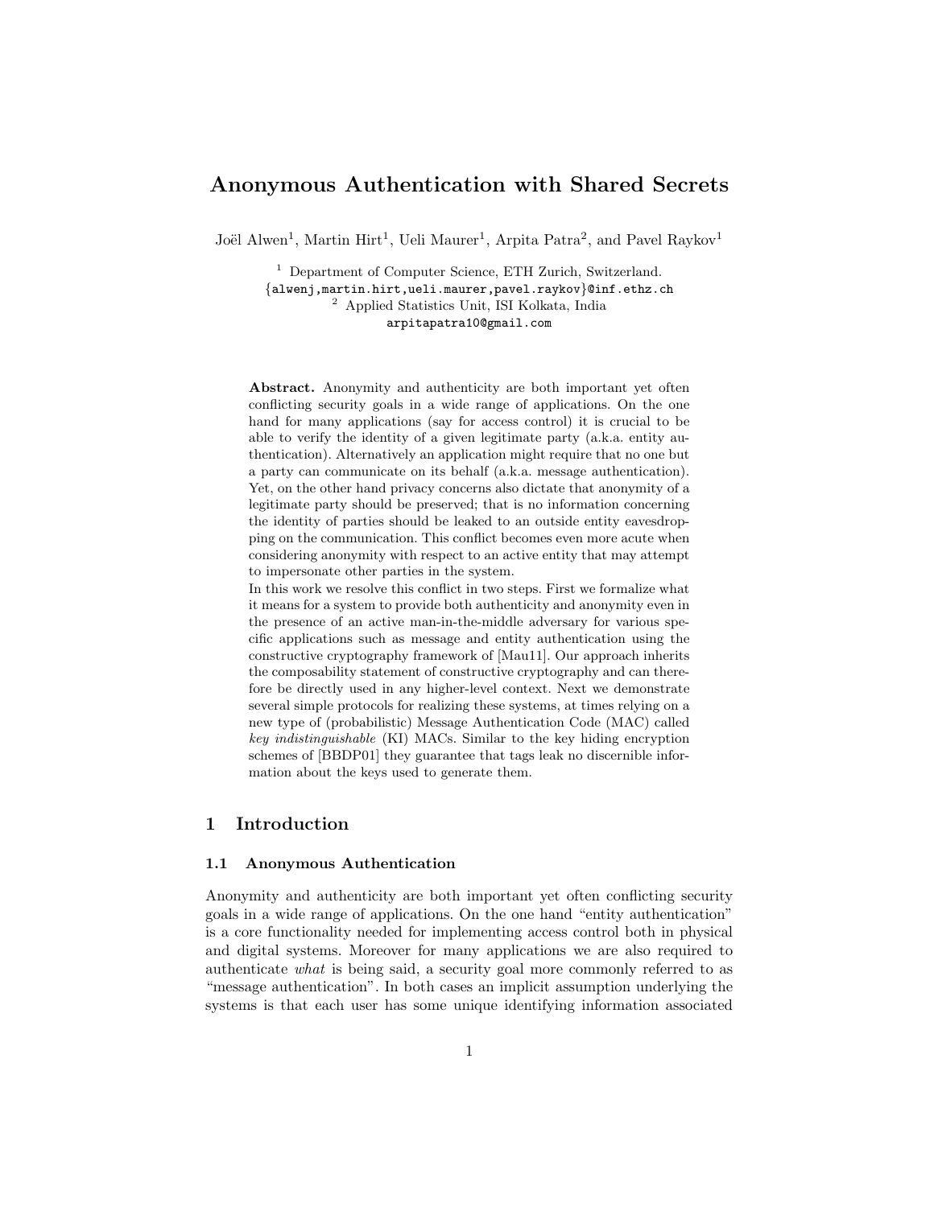# Anonymous Authentication with Shared Secrets

Joël Alwen[1], Martin Hirt[1], Ueli Maurer[1], Arpita Patra[2], and Pavel Raykov[1]

[1] Department of Computer Science, ETH Zurich, Switzerland.
{alwenj,martin.hirt,ueli.maurer,pavel.raykov}@inf.ethz.ch

[2] Applied Statistics Unit, ISI Kolkata, India
arpitapatra10@gmail.com

**Abstract.** Anonymity and authenticity are both important yet often conflicting security goals in a wide range of applications. On the one hand for many applications (say for access control) it is crucial to be able to verify the identity of a given legitimate party (a.k.a. entity authentication). Alternatively an application might require that no one but a party can communicate on its behalf (a.k.a. message authentication). Yet, on the other hand privacy concerns also dictate that anonymity of a legitimate party should be preserved; that is no information concerning the identity of parties should be leaked to an outside entity eavesdropping on the communication. This conflict becomes even more acute when considering anonymity with respect to an active entity that may attempt to impersonate other parties in the system.

In this work we resolve this conflict in two steps. First we formalize what it means for a system to provide both authenticity and anonymity even in the presence of an active man-in-the-middle adversary for various specific applications such as message and entity authentication using the constructive cryptography framework of [Mau11]. Our approach inherits the composability statement of constructive cryptography and can therefore be directly used in any higher-level context. Next we demonstrate several simple protocols for realizing these systems, at times relying on a new type of (probabilistic) Message Authentication Code (MAC) called *key indistinguishable* (KI) MACs. Similar to the key hiding encryption schemes of [BBDP01] they guarantee that tags leak no discernible information about the keys used to generate them.

## 1 Introduction

### 1.1 Anonymous Authentication

Anonymity and authenticity are both important yet often conflicting security goals in a wide range of applications. On the one hand "entity authentication" is a core functionality needed for implementing access control both in physical and digital systems. Moreover for many applications we are also required to authenticate *what* is being said, a security goal more commonly referred to as "message authentication". In both cases an implicit assumption underlying the systems is that each user has some unique identifying information associated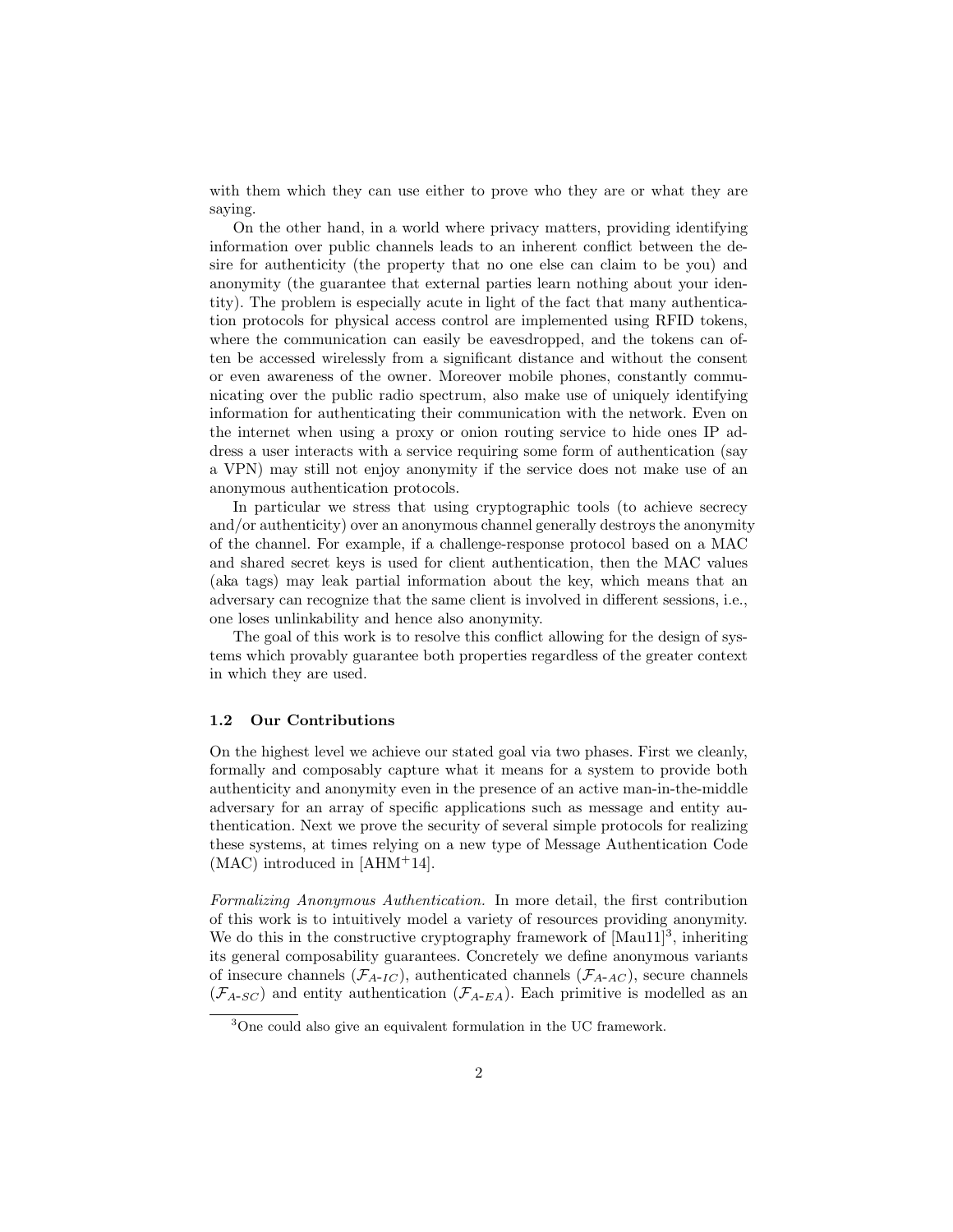with them which they can use either to prove who they are or what they are saying.

On the other hand, in a world where privacy matters, providing identifying information over public channels leads to an inherent conflict between the desire for authenticity (the property that no one else can claim to be you) and anonymity (the guarantee that external parties learn nothing about your identity). The problem is especially acute in light of the fact that many authentication protocols for physical access control are implemented using RFID tokens, where the communication can easily be eavesdropped, and the tokens can often be accessed wirelessly from a significant distance and without the consent or even awareness of the owner. Moreover mobile phones, constantly communicating over the public radio spectrum, also make use of uniquely identifying information for authenticating their communication with the network. Even on the internet when using a proxy or onion routing service to hide ones IP address a user interacts with a service requiring some form of authentication (say a VPN) may still not enjoy anonymity if the service does not make use of an anonymous authentication protocols.

In particular we stress that using cryptographic tools (to achieve secrecy and/or authenticity) over an anonymous channel generally destroys the anonymity of the channel. For example, if a challenge-response protocol based on a MAC and shared secret keys is used for client authentication, then the MAC values (aka tags) may leak partial information about the key, which means that an adversary can recognize that the same client is involved in different sessions, i.e., one loses unlinkability and hence also anonymity.

The goal of this work is to resolve this conflict allowing for the design of systems which provably guarantee both properties regardless of the greater context in which they are used.

### 1.2 Our Contributions

On the highest level we achieve our stated goal via two phases. First we cleanly, formally and composably capture what it means for a system to provide both authenticity and anonymity even in the presence of an active man-in-the-middle adversary for an array of specific applications such as message and entity authentication. Next we prove the security of several simple protocols for realizing these systems, at times relying on a new type of Message Authentication Code (MAC) introduced in [AHM+14].

*Formalizing Anonymous Authentication.* In more detail, the first contribution of this work is to intuitively model a variety of resources providing anonymity. We do this in the constructive cryptography framework of [Mau11][3], inheriting its general composability guarantees. Concretely we define anonymous variants of insecure channels ($\mathcal{F}_{A\text{-}IC}$), authenticated channels ($\mathcal{F}_{A\text{-}AC}$), secure channels ($\mathcal{F}_{A\text{-}SC}$) and entity authentication ($\mathcal{F}_{A\text{-}EA}$). Each primitive is modelled as an

[3] One could also give an equivalent formulation in the UC framework.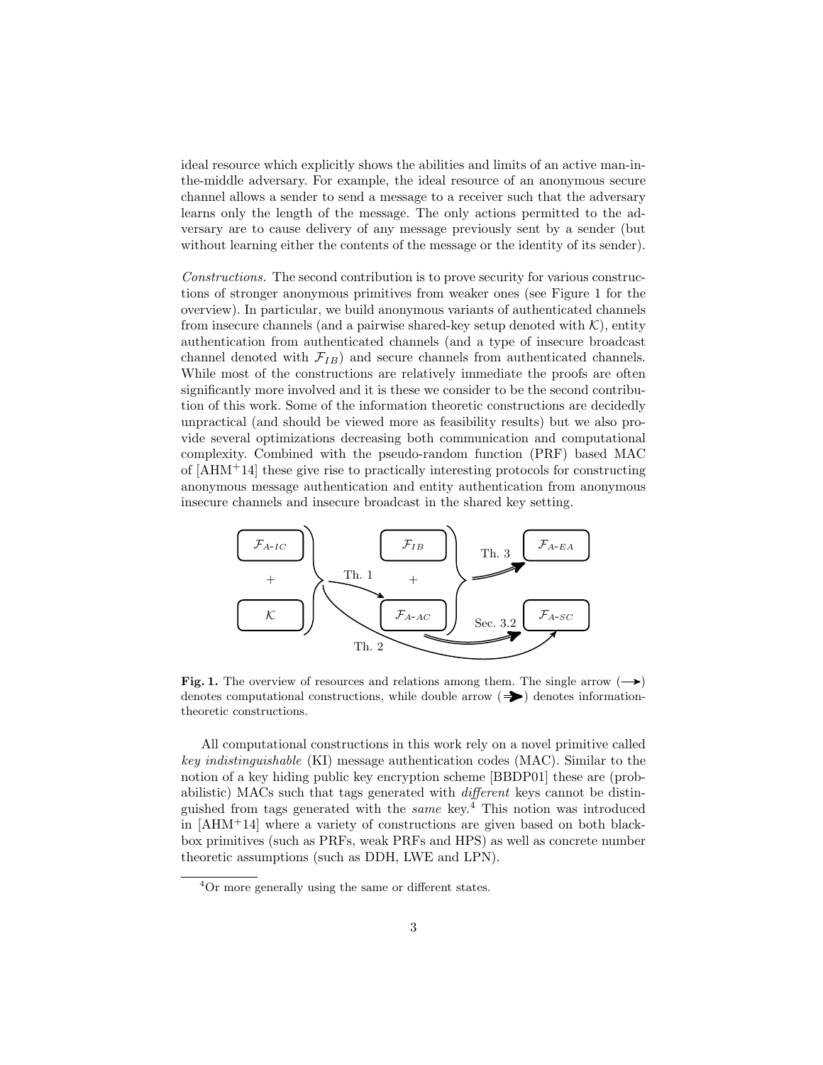ideal resource which explicitly shows the abilities and limits of an active man-in-the-middle adversary. For example, the ideal resource of an anonymous secure channel allows a sender to send a message to a receiver such that the adversary learns only the length of the message. The only actions permitted to the adversary are to cause delivery of any message previously sent by a sender (but without learning either the contents of the message or the identity of its sender).

*Constructions.* The second contribution is to prove security for various constructions of stronger anonymous primitives from weaker ones (see Figure 1 for the overview). In particular, we build anonymous variants of authenticated channels from insecure channels (and a pairwise shared-key setup denoted with $\mathcal{K}$), entity authentication from authenticated channels (and a type of insecure broadcast channel denoted with $\mathcal{F}_{IB}$) and secure channels from authenticated channels. While most of the constructions are relatively immediate the proofs are often significantly more involved and it is these we consider to be the second contribution of this work. Some of the information theoretic constructions are decidedly unpractical (and should be viewed more as feasibility results) but we also provide several optimizations decreasing both communication and computational complexity. Combined with the pseudo-random function (PRF) based MAC of [AHM+14] these give rise to practically interesting protocols for constructing anonymous message authentication and entity authentication from anonymous insecure channels and insecure broadcast in the shared key setting.

**Fig. 1.** The overview of resources and relations among them. The single arrow ($\longrightarrow$) denotes computational constructions, while double arrow ($\Rightarrow$) denotes information-theoretic constructions.

All computational constructions in this work rely on a novel primitive called *key indistinguishable* (KI) message authentication codes (MAC). Similar to the notion of a key hiding public key encryption scheme [BBDP01] these are (probabilistic) MACs such that tags generated with *different* keys cannot be distinguished from tags generated with the *same* key.[4] This notion was introduced in [AHM+14] where a variety of constructions are given based on both black-box primitives (such as PRFs, weak PRFs and HPS) as well as concrete number theoretic assumptions (such as DDH, LWE and LPN).

[4] Or more generally using the same or different states.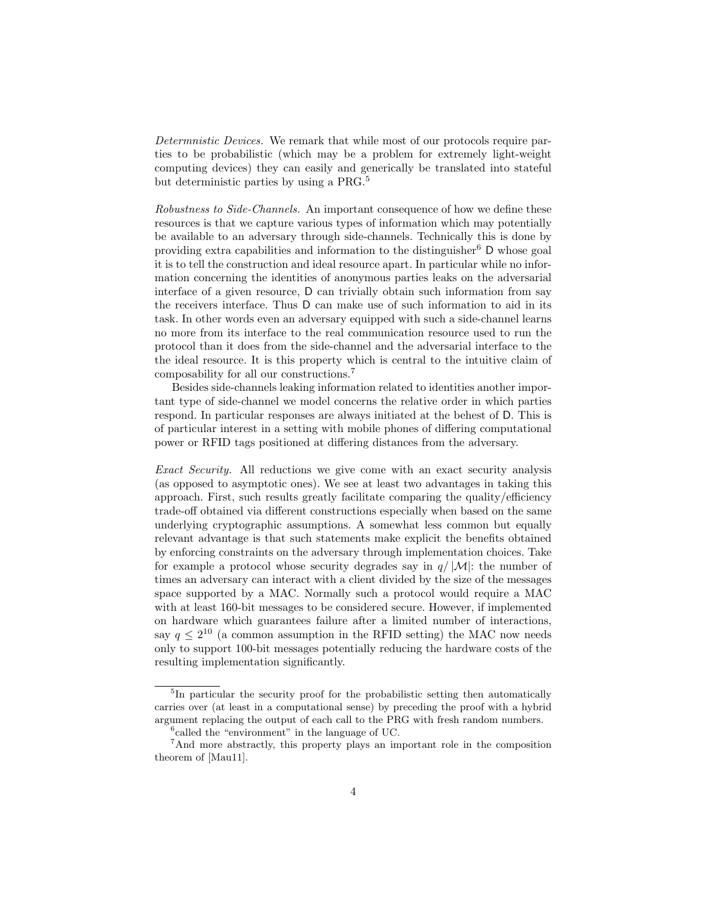*Determnistic Devices.* We remark that while most of our protocols require parties to be probabilistic (which may be a problem for extremely light-weight computing devices) they can easily and generically be translated into stateful but deterministic parties by using a PRG.[5]

*Robustness to Side-Channels.* An important consequence of how we define these resources is that we capture various types of information which may potentially be available to an adversary through side-channels. Technically this is done by providing extra capabilities and information to the distinguisher[6] $\mathsf{D}$ whose goal it is to tell the construction and ideal resource apart. In particular while no information concerning the identities of anonymous parties leaks on the adversarial interface of a given resource, $\mathsf{D}$ can trivially obtain such information from say the receivers interface. Thus $\mathsf{D}$ can make use of such information to aid in its task. In other words even an adversary equipped with such a side-channel learns no more from its interface to the real communication resource used to run the protocol than it does from the side-channel and the adversarial interface to the the ideal resource. It is this property which is central to the intuitive claim of composability for all our constructions.[7]

Besides side-channels leaking information related to identities another important type of side-channel we model concerns the relative order in which parties respond. In particular responses are always initiated at the behest of $\mathsf{D}$. This is of particular interest in a setting with mobile phones of differing computational power or RFID tags positioned at differing distances from the adversary.

*Exact Security.* All reductions we give come with an exact security analysis (as opposed to asymptotic ones). We see at least two advantages in taking this approach. First, such results greatly facilitate comparing the quality/efficiency trade-off obtained via different constructions especially when based on the same underlying cryptographic assumptions. A somewhat less common but equally relevant advantage is that such statements make explicit the benefits obtained by enforcing constraints on the adversary through implementation choices. Take for example a protocol whose security degrades say in $q/|\mathcal{M}|$: the number of times an adversary can interact with a client divided by the size of the messages space supported by a MAC. Normally such a protocol would require a MAC with at least 160-bit messages to be considered secure. However, if implemented on hardware which guarantees failure after a limited number of interactions, say $q \leq 2^{10}$ (a common assumption in the RFID setting) the MAC now needs only to support 100-bit messages potentially reducing the hardware costs of the resulting implementation significantly.

---

[5] In particular the security proof for the probabilistic setting then automatically carries over (at least in a computational sense) by preceding the proof with a hybrid argument replacing the output of each call to the PRG with fresh random numbers.

[6] called the "environment" in the language of UC.

[7] And more abstractly, this property plays an important role in the composition theorem of [Mau11].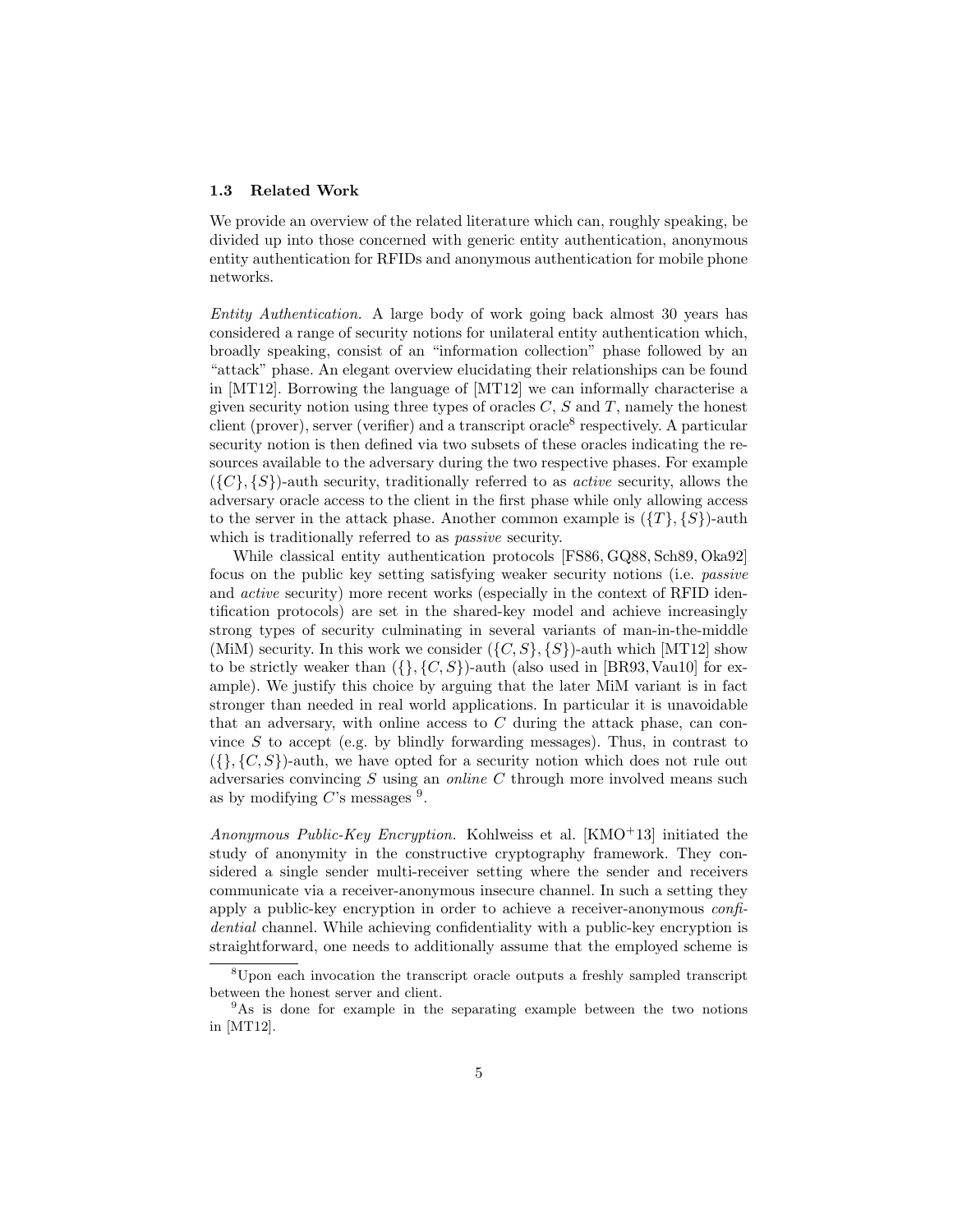### 1.3 Related Work

We provide an overview of the related literature which can, roughly speaking, be divided up into those concerned with generic entity authentication, anonymous entity authentication for RFIDs and anonymous authentication for mobile phone networks.

*Entity Authentication.* A large body of work going back almost 30 years has considered a range of security notions for unilateral entity authentication which, broadly speaking, consist of an "information collection" phase followed by an "attack" phase. An elegant overview elucidating their relationships can be found in [MT12]. Borrowing the language of [MT12] we can informally characterise a given security notion using three types of oracles $C$, $S$ and $T$, namely the honest client (prover), server (verifier) and a transcript oracle[8] respectively. A particular security notion is then defined via two subsets of these oracles indicating the resources available to the adversary during the two respective phases. For example $(\{C\}, \{S\})$-auth security, traditionally referred to as *active* security, allows the adversary oracle access to the client in the first phase while only allowing access to the server in the attack phase. Another common example is $(\{T\}, \{S\})$-auth which is traditionally referred to as *passive* security.

While classical entity authentication protocols [FS86, GQ88, Sch89, Oka92] focus on the public key setting satisfying weaker security notions (i.e. *passive* and *active* security) more recent works (especially in the context of RFID identification protocols) are set in the shared-key model and achieve increasingly strong types of security culminating in several variants of man-in-the-middle (MiM) security. In this work we consider $(\{C, S\}, \{S\})$-auth which [MT12] show to be strictly weaker than $(\{\}, \{C, S\})$-auth (also used in [BR93, Vau10] for example). We justify this choice by arguing that the later MiM variant is in fact stronger than needed in real world applications. In particular it is unavoidable that an adversary, with online access to $C$ during the attack phase, can convince $S$ to accept (e.g. by blindly forwarding messages). Thus, in contrast to $(\{\}, \{C, S\})$-auth, we have opted for a security notion which does not rule out adversaries convincing $S$ using an *online* $C$ through more involved means such as by modifying $C$'s messages [9].

*Anonymous Public-Key Encryption.* Kohlweiss et al. [KMO+13] initiated the study of anonymity in the constructive cryptography framework. They considered a single sender multi-receiver setting where the sender and receivers communicate via a receiver-anonymous insecure channel. In such a setting they apply a public-key encryption in order to achieve a receiver-anonymous *confidential* channel. While achieving confidentiality with a public-key encryption is straightforward, one needs to additionally assume that the employed scheme is

---

[8] Upon each invocation the transcript oracle outputs a freshly sampled transcript between the honest server and client.

[9] As is done for example in the separating example between the two notions in [MT12].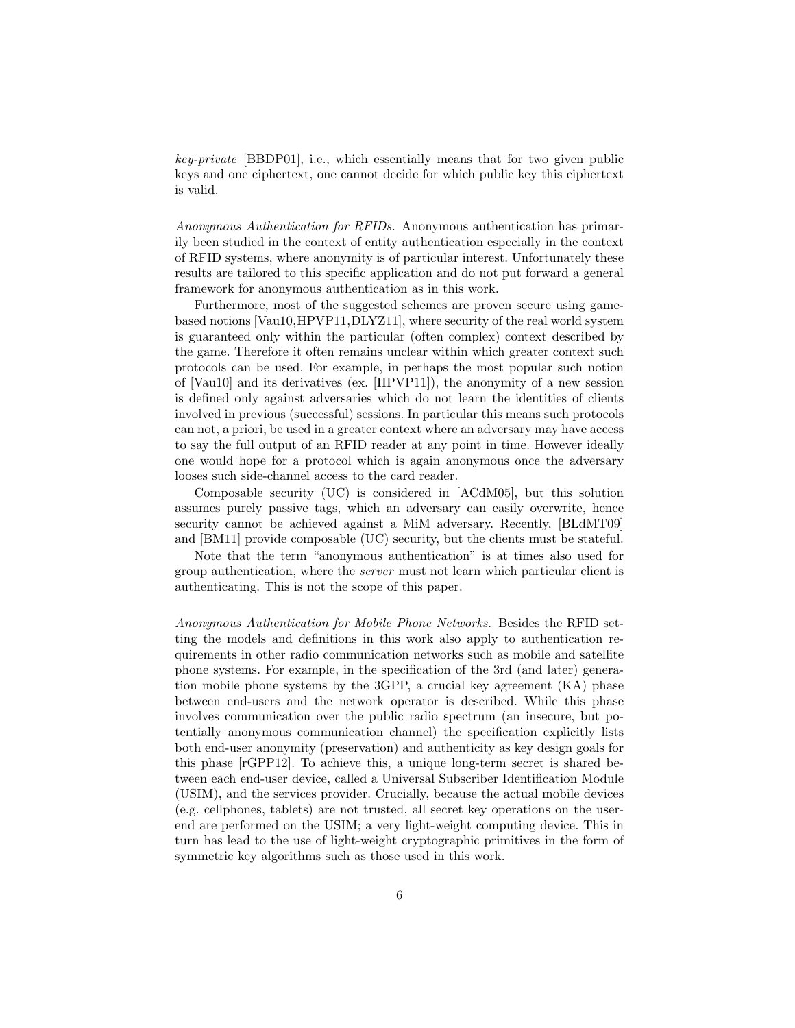*key-private* [BBDP01], i.e., which essentially means that for two given public keys and one ciphertext, one cannot decide for which public key this ciphertext is valid.

*Anonymous Authentication for RFIDs.* Anonymous authentication has primarily been studied in the context of entity authentication especially in the context of RFID systems, where anonymity is of particular interest. Unfortunately these results are tailored to this specific application and do not put forward a general framework for anonymous authentication as in this work.

Furthermore, most of the suggested schemes are proven secure using game-based notions [Vau10,HPVP11,DLYZ11], where security of the real world system is guaranteed only within the particular (often complex) context described by the game. Therefore it often remains unclear within which greater context such protocols can be used. For example, in perhaps the most popular such notion of [Vau10] and its derivatives (ex. [HPVP11]), the anonymity of a new session is defined only against adversaries which do not learn the identities of clients involved in previous (successful) sessions. In particular this means such protocols can not, a priori, be used in a greater context where an adversary may have access to say the full output of an RFID reader at any point in time. However ideally one would hope for a protocol which is again anonymous once the adversary looses such side-channel access to the card reader.

Composable security (UC) is considered in [ACdM05], but this solution assumes purely passive tags, which an adversary can easily overwrite, hence security cannot be achieved against a MiM adversary. Recently, [BLdMT09] and [BM11] provide composable (UC) security, but the clients must be stateful.

Note that the term "anonymous authentication" is at times also used for group authentication, where the *server* must not learn which particular client is authenticating. This is not the scope of this paper.

*Anonymous Authentication for Mobile Phone Networks.* Besides the RFID setting the models and definitions in this work also apply to authentication requirements in other radio communication networks such as mobile and satellite phone systems. For example, in the specification of the 3rd (and later) generation mobile phone systems by the 3GPP, a crucial key agreement (KA) phase between end-users and the network operator is described. While this phase involves communication over the public radio spectrum (an insecure, but potentially anonymous communication channel) the specification explicitly lists both end-user anonymity (preservation) and authenticity as key design goals for this phase [rGPP12]. To achieve this, a unique long-term secret is shared between each end-user device, called a Universal Subscriber Identification Module (USIM), and the services provider. Crucially, because the actual mobile devices (e.g. cellphones, tablets) are not trusted, all secret key operations on the user-end are performed on the USIM; a very light-weight computing device. This in turn has lead to the use of light-weight cryptographic primitives in the form of symmetric key algorithms such as those used in this work.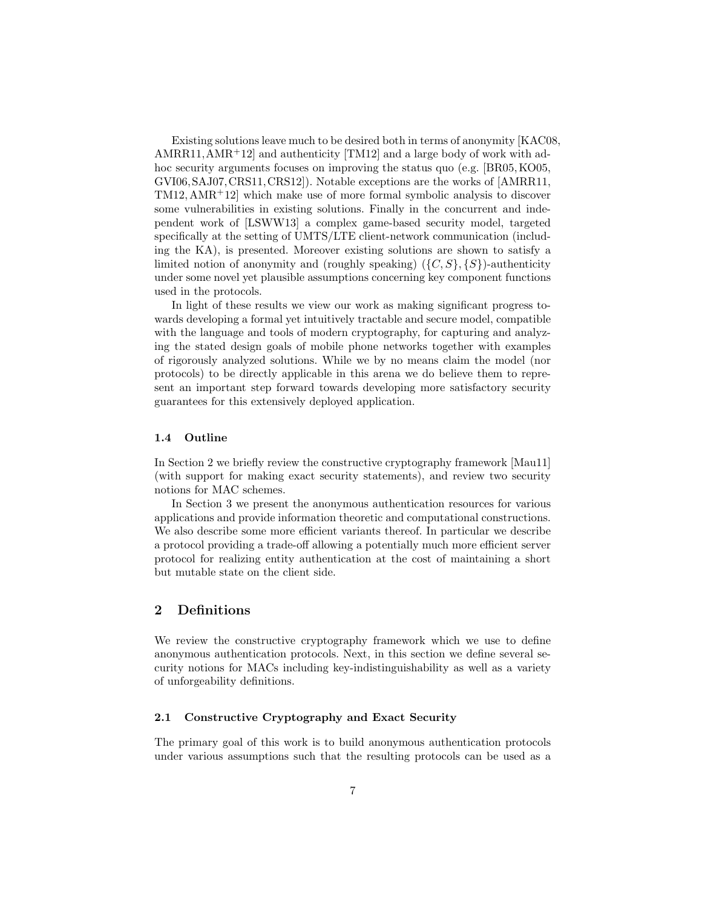Existing solutions leave much to be desired both in terms of anonymity [KAC08, AMRR11, AMR+12] and authenticity [TM12] and a large body of work with ad-hoc security arguments focuses on improving the status quo (e.g. [BR05, KO05, GVI06, SAJ07, CRS11, CRS12]). Notable exceptions are the works of [AMRR11, TM12, AMR+12] which make use of more formal symbolic analysis to discover some vulnerabilities in existing solutions. Finally in the concurrent and independent work of [LSWW13] a complex game-based security model, targeted specifically at the setting of UMTS/LTE client-network communication (including the KA), is presented. Moreover existing solutions are shown to satisfy a limited notion of anonymity and (roughly speaking) $(\{C, S\}, \{S\})$-authenticity under some novel yet plausible assumptions concerning key component functions used in the protocols.

In light of these results we view our work as making significant progress towards developing a formal yet intuitively tractable and secure model, compatible with the language and tools of modern cryptography, for capturing and analyzing the stated design goals of mobile phone networks together with examples of rigorously analyzed solutions. While we by no means claim the model (nor protocols) to be directly applicable in this arena we do believe them to represent an important step forward towards developing more satisfactory security guarantees for this extensively deployed application.

### 1.4 Outline

In Section 2 we briefly review the constructive cryptography framework [Mau11] (with support for making exact security statements), and review two security notions for MAC schemes.

In Section 3 we present the anonymous authentication resources for various applications and provide information theoretic and computational constructions. We also describe some more efficient variants thereof. In particular we describe a protocol providing a trade-off allowing a potentially much more efficient server protocol for realizing entity authentication at the cost of maintaining a short but mutable state on the client side.

## 2 Definitions

We review the constructive cryptography framework which we use to define anonymous authentication protocols. Next, in this section we define several security notions for MACs including key-indistinguishability as well as a variety of unforgeability definitions.

### 2.1 Constructive Cryptography and Exact Security

The primary goal of this work is to build anonymous authentication protocols under various assumptions such that the resulting protocols can be used as a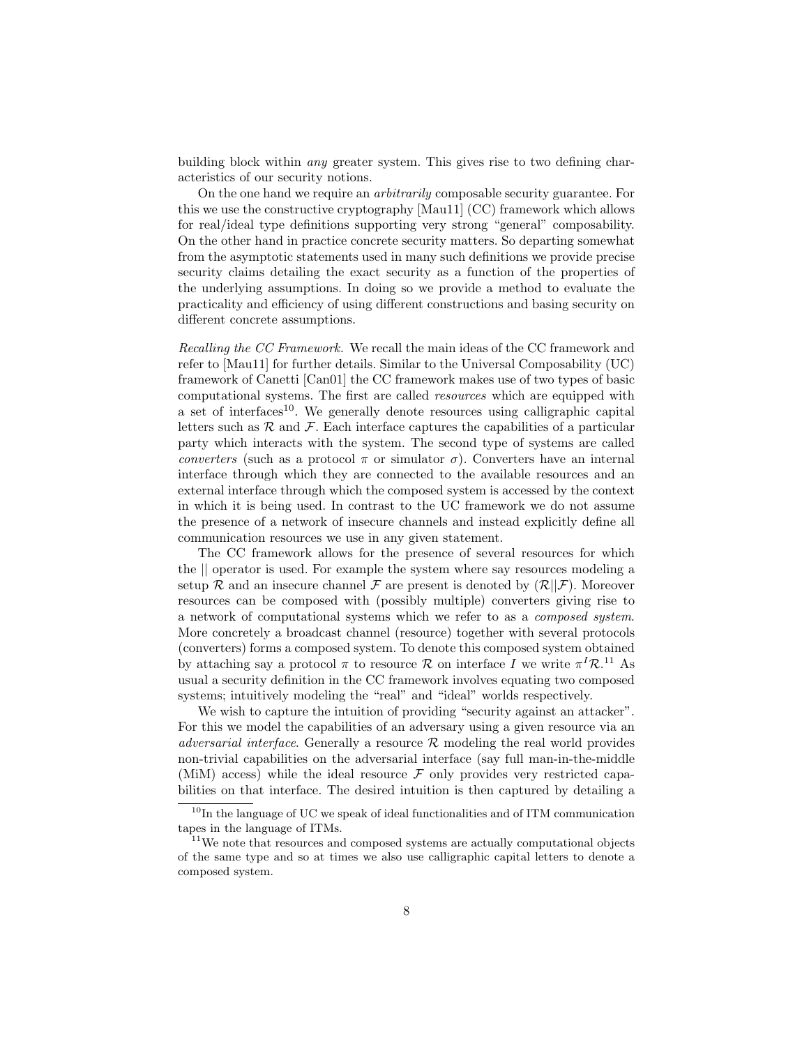building block within *any* greater system. This gives rise to two defining characteristics of our security notions.

On the one hand we require an *arbitrarily* composable security guarantee. For this we use the constructive cryptography [Mau11] (CC) framework which allows for real/ideal type definitions supporting very strong "general" composability. On the other hand in practice concrete security matters. So departing somewhat from the asymptotic statements used in many such definitions we provide precise security claims detailing the exact security as a function of the properties of the underlying assumptions. In doing so we provide a method to evaluate the practicality and efficiency of using different constructions and basing security on different concrete assumptions.

*Recalling the CC Framework.* We recall the main ideas of the CC framework and refer to [Mau11] for further details. Similar to the Universal Composability (UC) framework of Canetti [Can01] the CC framework makes use of two types of basic computational systems. The first are called *resources* which are equipped with a set of interfaces[10]. We generally denote resources using calligraphic capital letters such as $\mathcal{R}$ and $\mathcal{F}$. Each interface captures the capabilities of a particular party which interacts with the system. The second type of systems are called *converters* (such as a protocol $\pi$ or simulator $\sigma$). Converters have an internal interface through which they are connected to the available resources and an external interface through which the composed system is accessed by the context in which it is being used. In contrast to the UC framework we do not assume the presence of a network of insecure channels and instead explicitly define all communication resources we use in any given statement.

The CC framework allows for the presence of several resources for which the $||$ operator is used. For example the system where say resources modeling a setup $\mathcal{R}$ and an insecure channel $\mathcal{F}$ are present is denoted by $(\mathcal{R}||\mathcal{F})$. Moreover resources can be composed with (possibly multiple) converters giving rise to a network of computational systems which we refer to as a *composed system*. More concretely a broadcast channel (resource) together with several protocols (converters) forms a composed system. To denote this composed system obtained by attaching say a protocol $\pi$ to resource $\mathcal{R}$ on interface $I$ we write $\pi^I\mathcal{R}$.[11] As usual a security definition in the CC framework involves equating two composed systems; intuitively modeling the "real" and "ideal" worlds respectively.

We wish to capture the intuition of providing "security against an attacker". For this we model the capabilities of an adversary using a given resource via an *adversarial interface*. Generally a resource $\mathcal{R}$ modeling the real world provides non-trivial capabilities on the adversarial interface (say full man-in-the-middle (MiM) access) while the ideal resource $\mathcal{F}$ only provides very restricted capabilities on that interface. The desired intuition is then captured by detailing a

---

[10] In the language of UC we speak of ideal functionalities and of ITM communication tapes in the language of ITMs.

[11] We note that resources and composed systems are actually computational objects of the same type and so at times we also use calligraphic capital letters to denote a composed system.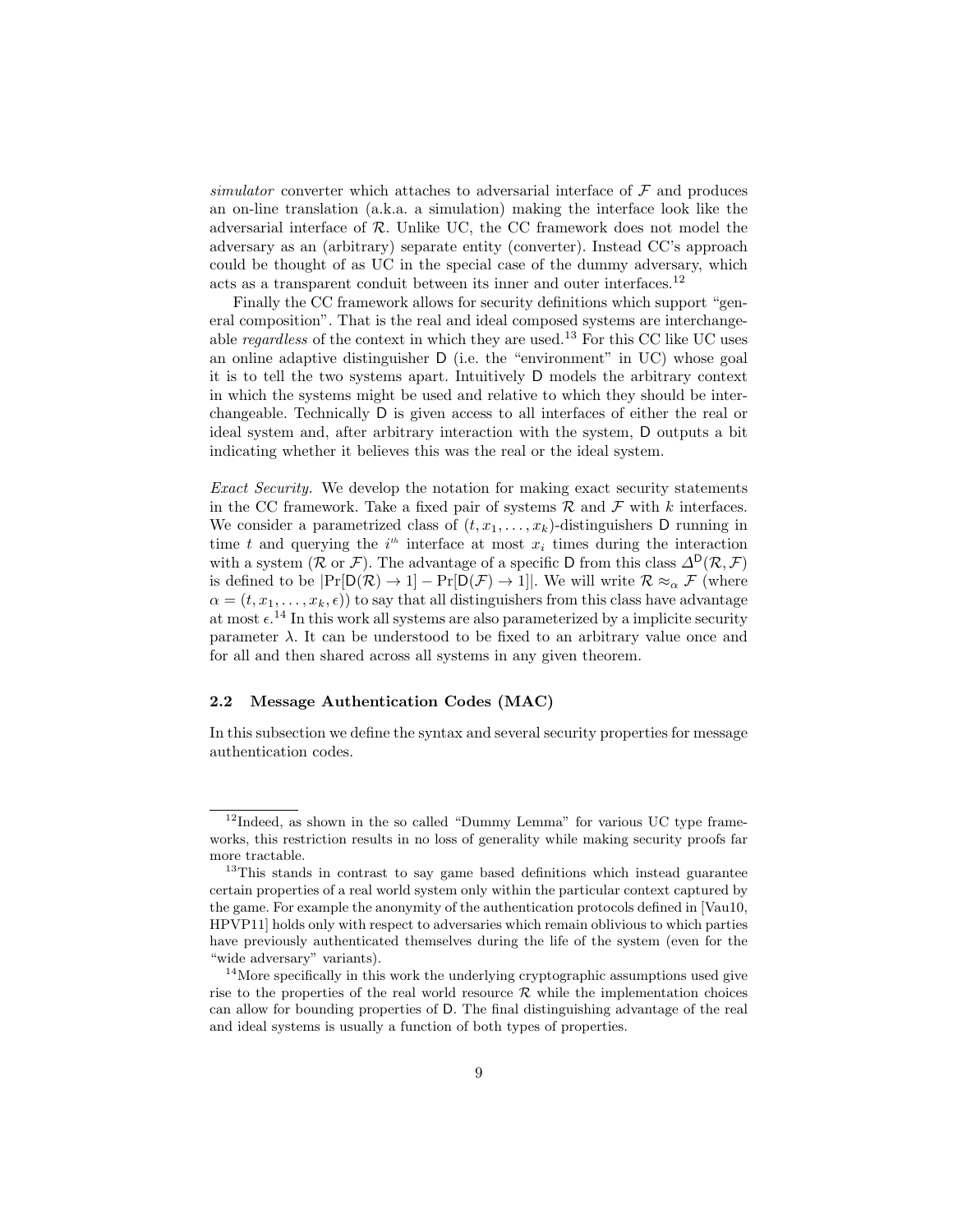*simulator* converter which attaches to adversarial interface of $\mathcal{F}$ and produces an on-line translation (a.k.a. a simulation) making the interface look like the adversarial interface of $\mathcal{R}$. Unlike UC, the CC framework does not model the adversary as an (arbitrary) separate entity (converter). Instead CC's approach could be thought of as UC in the special case of the dummy adversary, which acts as a transparent conduit between its inner and outer interfaces.[12]

Finally the CC framework allows for security definitions which support "general composition". That is the real and ideal composed systems are interchangeable *regardless* of the context in which they are used.[13] For this CC like UC uses an online adaptive distinguisher $\mathsf{D}$ (i.e. the "environment" in UC) whose goal it is to tell the two systems apart. Intuitively $\mathsf{D}$ models the arbitrary context in which the systems might be used and relative to which they should be interchangeable. Technically $\mathsf{D}$ is given access to all interfaces of either the real or ideal system and, after arbitrary interaction with the system, $\mathsf{D}$ outputs a bit indicating whether it believes this was the real or the ideal system.

*Exact Security.* We develop the notation for making exact security statements in the CC framework. Take a fixed pair of systems $\mathcal{R}$ and $\mathcal{F}$ with $k$ interfaces. We consider a parametrized class of $(t, x_1, \ldots, x_k)$-distinguishers $\mathsf{D}$ running in time $t$ and querying the $i^{th}$ interface at most $x_i$ times during the interaction with a system ($\mathcal{R}$ or $\mathcal{F}$). The advantage of a specific $\mathsf{D}$ from this class $\Delta^{\mathsf{D}}(\mathcal{R}, \mathcal{F})$ is defined to be $|\Pr[\mathsf{D}(\mathcal{R}) \to 1] - \Pr[\mathsf{D}(\mathcal{F}) \to 1]|$. We will write $\mathcal{R} \approx_\alpha \mathcal{F}$ (where $\alpha = (t, x_1, \ldots, x_k, \epsilon)$) to say that all distinguishers from this class have advantage at most $\epsilon$.[14] In this work all systems are also parameterized by a implicite security parameter $\lambda$. It can be understood to be fixed to an arbitrary value once and for all and then shared across all systems in any given theorem.

### 2.2 Message Authentication Codes (MAC)

In this subsection we define the syntax and several security properties for message authentication codes.

---

[12] Indeed, as shown in the so called "Dummy Lemma" for various UC type frameworks, this restriction results in no loss of generality while making security proofs far more tractable.

[13] This stands in contrast to say game based definitions which instead guarantee certain properties of a real world system only within the particular context captured by the game. For example the anonymity of the authentication protocols defined in [Vau10, HPVP11] holds only with respect to adversaries which remain oblivious to which parties have previously authenticated themselves during the life of the system (even for the "wide adversary" variants).

[14] More specifically in this work the underlying cryptographic assumptions used give rise to the properties of the real world resource $\mathcal{R}$ while the implementation choices can allow for bounding properties of $\mathsf{D}$. The final distinguishing advantage of the real and ideal systems is usually a function of both types of properties.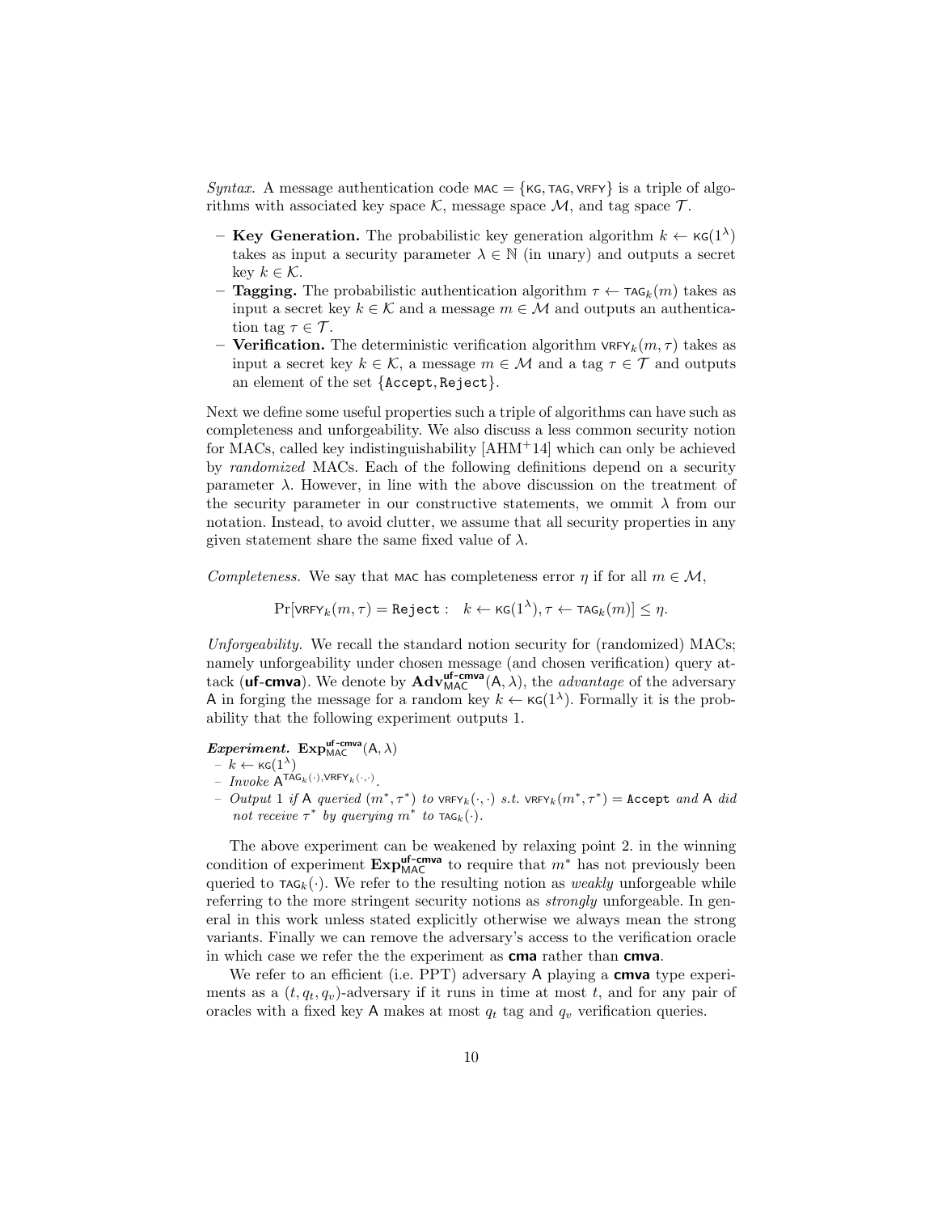*Syntax.* A message authentication code $\mathsf{MAC} = \{\mathsf{KG}, \mathsf{TAG}, \mathsf{VRFY}\}$ is a triple of algorithms with associated key space $\mathcal{K}$, message space $\mathcal{M}$, and tag space $\mathcal{T}$.

- **Key Generation.** The probabilistic key generation algorithm $k \leftarrow \mathsf{KG}(1^\lambda)$ takes as input a security parameter $\lambda \in \mathbb{N}$ (in unary) and outputs a secret key $k \in \mathcal{K}$.
- **Tagging.** The probabilistic authentication algorithm $\tau \leftarrow \mathsf{TAG}_k(m)$ takes as input a secret key $k \in \mathcal{K}$ and a message $m \in \mathcal{M}$ and outputs an authentication tag $\tau \in \mathcal{T}$.
- **Verification.** The deterministic verification algorithm $\mathsf{VRFY}_k(m, \tau)$ takes as input a secret key $k \in \mathcal{K}$, a message $m \in \mathcal{M}$ and a tag $\tau \in \mathcal{T}$ and outputs an element of the set $\{\mathtt{Accept}, \mathtt{Reject}\}$.

Next we define some useful properties such a triple of algorithms can have such as completeness and unforgeability. We also discuss a less common security notion for MACs, called key indistinguishability [AHM+14] which can only be achieved by *randomized* MACs. Each of the following definitions depend on a security parameter $\lambda$. However, in line with the above discussion on the treatment of the security parameter in our constructive statements, we ommit $\lambda$ from our notation. Instead, to avoid clutter, we assume that all security properties in any given statement share the same fixed value of $\lambda$.

*Completeness.* We say that $\mathsf{MAC}$ has completeness error $\eta$ if for all $m \in \mathcal{M}$,

$$\Pr[\mathsf{VRFY}_k(m, \tau) = \mathtt{Reject} : \quad k \leftarrow \mathsf{KG}(1^\lambda), \tau \leftarrow \mathsf{TAG}_k(m)] \leq \eta.$$

*Unforgeability.* We recall the standard notion security for (randomized) MACs; namely unforgeability under chosen message (and chosen verification) query attack (**uf-cmva**). We denote by $\mathbf{Adv}^{\mathsf{uf\text{-}cmva}}_{\mathsf{MAC}}(\mathsf{A}, \lambda)$, the *advantage* of the adversary $\mathsf{A}$ in forging the message for a random key $k \leftarrow \mathsf{KG}(1^\lambda)$. Formally it is the probability that the following experiment outputs 1.

***Experiment.*** $\mathbf{Exp}^{\mathsf{uf\text{-}cmva}}_{\mathsf{MAC}}(\mathsf{A}, \lambda)$

- $k \leftarrow \mathsf{KG}(1^\lambda)$
- *Invoke* $\mathsf{A}^{\mathsf{TAG}_k(\cdot), \mathsf{VRFY}_k(\cdot,\cdot)}$.
- *Output* 1 *if* $\mathsf{A}$ *queried* $(m^*, \tau^*)$ *to* $\mathsf{VRFY}_k(\cdot, \cdot)$ *s.t.* $\mathsf{VRFY}_k(m^*, \tau^*) = \mathtt{Accept}$ *and* $\mathsf{A}$ *did not receive* $\tau^*$ *by querying* $m^*$ *to* $\mathsf{TAG}_k(\cdot)$.

The above experiment can be weakened by relaxing point 2. in the winning condition of experiment $\mathbf{Exp}^{\mathsf{uf\text{-}cmva}}_{\mathsf{MAC}}$ to require that $m^*$ has not previously been queried to $\mathsf{TAG}_k(\cdot)$. We refer to the resulting notion as *weakly* unforgeable while referring to the more stringent security notions as *strongly* unforgeable. In general in this work unless stated explicitly otherwise we always mean the strong variants. Finally we can remove the adversary's access to the verification oracle in which case we refer the the experiment as **cma** rather than **cmva**.

We refer to an efficient (i.e. PPT) adversary $\mathsf{A}$ playing a **cmva** type experiments as a $(t, q_t, q_v)$-adversary if it runs in time at most $t$, and for any pair of oracles with a fixed key $\mathsf{A}$ makes at most $q_t$ tag and $q_v$ verification queries.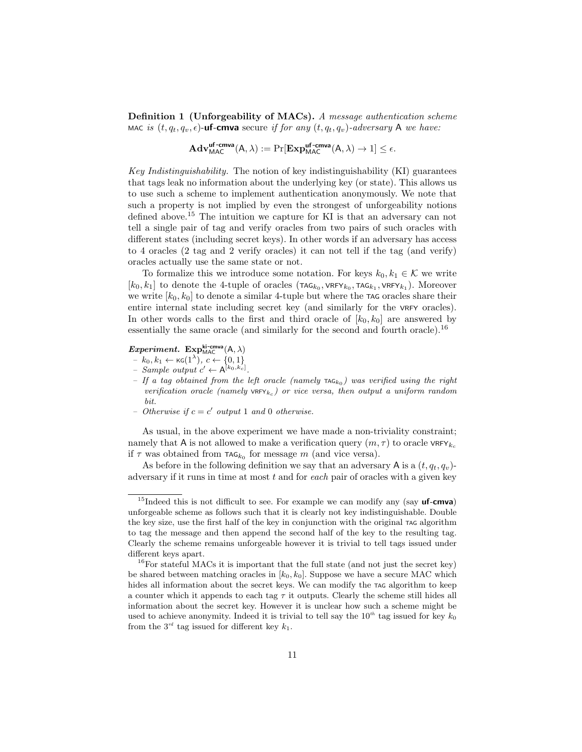**Definition 1 (Unforgeability of MACs).** *A message authentication scheme* $\mathsf{MAC}$ *is* $(t, q_t, q_v, \epsilon)$-**uf-cmva** secure *if for any* $(t, q_t, q_v)$*-adversary* $\mathsf{A}$ *we have:*

$$\mathbf{Adv}^{\mathsf{uf\text{-}cmva}}_{\mathsf{MAC}}(\mathsf{A}, \lambda) := \Pr[\mathbf{Exp}^{\mathsf{uf\text{-}cmva}}_{\mathsf{MAC}}(\mathsf{A}, \lambda) \to 1] \leq \epsilon.$$

*Key Indistinguishability.* The notion of key indistinguishability (KI) guarantees that tags leak no information about the underlying key (or state). This allows us to use such a scheme to implement authentication anonymously. We note that such a property is not implied by even the strongest of unforgeability notions defined above.[15] The intuition we capture for KI is that an adversary can not tell a single pair of tag and verify oracles from two pairs of such oracles with different states (including secret keys). In other words if an adversary has access to 4 oracles (2 tag and 2 verify oracles) it can not tell if the tag (and verify) oracles actually use the same state or not.

To formalize this we introduce some notation. For keys $k_0, k_1 \in \mathcal{K}$ we write $[k_0, k_1]$ to denote the 4-tuple of oracles $(\mathsf{TAG}_{k_0}, \mathsf{VRFY}_{k_0}, \mathsf{TAG}_{k_1}, \mathsf{VRFY}_{k_1})$. Moreover we write $[k_0, k_0]$ to denote a similar 4-tuple but where the $\mathsf{TAG}$ oracles share their entire internal state including secret key (and similarly for the $\mathsf{VRFY}$ oracles). In other words calls to the first and third oracle of $[k_0, k_0]$ are answered by essentially the same oracle (and similarly for the second and fourth oracle).[16]

***Experiment.*** $\mathbf{Exp}^{\mathsf{ki\text{-}cmva}}_{\mathsf{MAC}}(\mathsf{A}, \lambda)$

- $k_0, k_1 \leftarrow \mathsf{KG}(1^\lambda)$, $c \leftarrow \{0, 1\}$
- *Sample output* $c' \leftarrow \mathsf{A}^{[k_0, k_c]}$.
- *If a tag obtained from the left oracle (namely* $\mathsf{TAG}_{k_0}$*) was verified using the right verification oracle (namely* $\mathsf{VRFY}_{k_c}$*) or vice versa, then output a uniform random bit.*
- *Otherwise if* $c = c'$ *output* 1 *and* 0 *otherwise.*

As usual, in the above experiment we have made a non-triviality constraint; namely that $\mathsf{A}$ is not allowed to make a verification query $(m, \tau)$ to oracle $\mathsf{VRFY}_{k_c}$ if $\tau$ was obtained from $\mathsf{TAG}_{k_0}$ for message $m$ (and vice versa).

As before in the following definition we say that an adversary $\mathsf{A}$ is a $(t, q_t, q_v)$-adversary if it runs in time at most $t$ and for *each* pair of oracles with a given key

---

[15] Indeed this is not difficult to see. For example we can modify any (say **uf-cmva**) unforgeable scheme as follows such that it is clearly not key indistinguishable. Double the key size, use the first half of the key in conjunction with the original $\mathsf{TAG}$ algorithm to tag the message and then append the second half of the key to the resulting tag. Clearly the scheme remains unforgeable however it is trivial to tell tags issued under different keys apart.

[16] For stateful MACs it is important that the full state (and not just the secret key) be shared between matching oracles in $[k_0, k_0]$. Suppose we have a secure MAC which hides all information about the secret keys. We can modify the $\mathsf{TAG}$ algorithm to keep a counter which it appends to each tag $\tau$ it outputs. Clearly the scheme still hides all information about the secret key. However it is unclear how such a scheme might be used to achieve anonymity. Indeed it is trivial to tell say the $10^{th}$ tag issued for key $k_0$ from the $3^{rd}$ tag issued for different key $k_1$.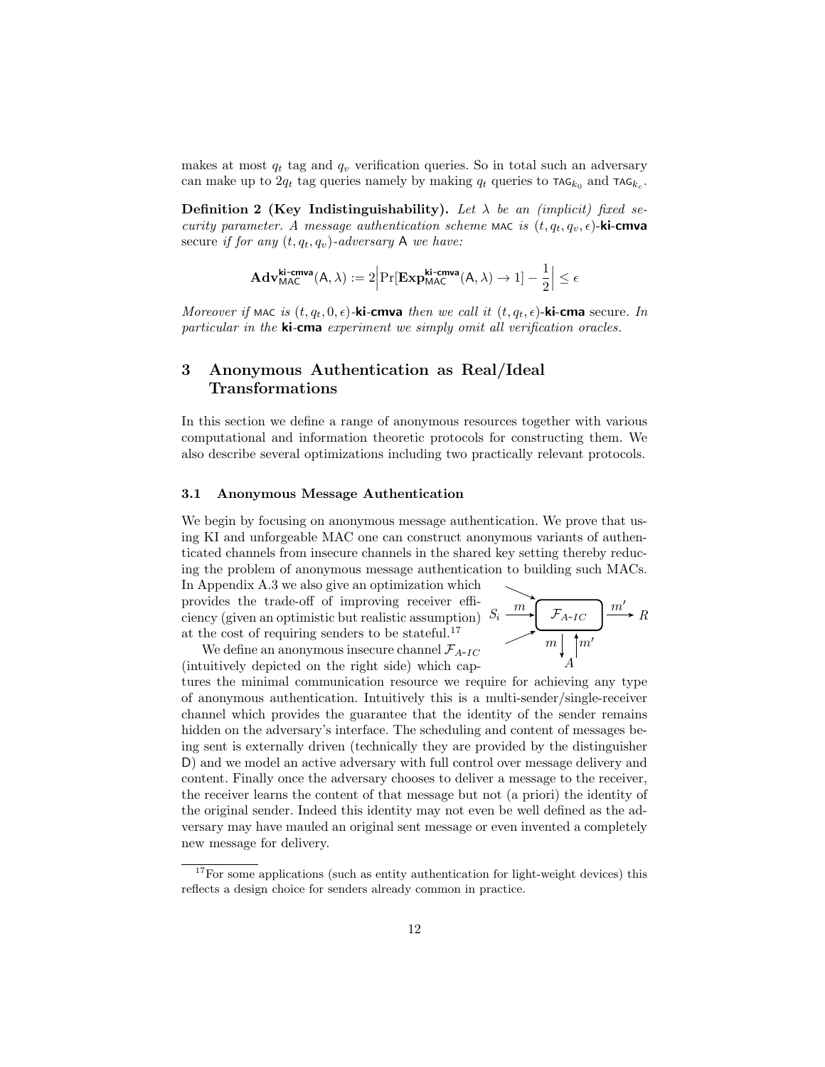makes at most $q_t$ tag and $q_v$ verification queries. So in total such an adversary can make up to $2q_t$ tag queries namely by making $q_t$ queries to $\mathsf{TAG}_{k_0}$ and $\mathsf{TAG}_{k_c}$.

**Definition 2 (Key Indistinguishability).** *Let $\lambda$ be an (implicit) fixed security parameter. A message authentication scheme* $\mathsf{MAC}$ *is* $(t, q_t, q_v, \epsilon)$-**ki-cmva** secure *if for any* $(t, q_t, q_v)$*-adversary* $\mathsf{A}$ *we have:*

$$\mathbf{Adv}^{\mathsf{ki\text{-}cmva}}_{\mathsf{MAC}}(\mathsf{A}, \lambda) := 2\left|\Pr[\mathbf{Exp}^{\mathsf{ki\text{-}cmva}}_{\mathsf{MAC}}(\mathsf{A}, \lambda) \to 1] - \frac{1}{2}\right| \leq \epsilon$$

*Moreover if* $\mathsf{MAC}$ *is* $(t, q_t, 0, \epsilon)$-**ki-cmva** *then we call it* $(t, q_t, \epsilon)$-**ki-cma** secure. *In particular in the* **ki-cma** *experiment we simply omit all verification oracles.*

## 3 Anonymous Authentication as Real/Ideal Transformations

In this section we define a range of anonymous resources together with various computational and information theoretic protocols for constructing them. We also describe several optimizations including two practically relevant protocols.

### 3.1 Anonymous Message Authentication

We begin by focusing on anonymous message authentication. We prove that using KI and unforgeable MAC one can construct anonymous variants of authenticated channels from insecure channels in the shared key setting thereby reducing the problem of anonymous message authentication to building such MACs. In Appendix A.3 we also give an optimization which provides the trade-off of improving receiver efficiency (given an optimistic but realistic assumption) at the cost of requiring senders to be stateful.[17]

We define an anonymous insecure channel $\mathcal{F}_{A\text{-}IC}$ (intuitively depicted on the right side) which captures the minimal communication resource we require for achieving any type of anonymous authentication. Intuitively this is a multi-sender/single-receiver channel which provides the guarantee that the identity of the sender remains hidden on the adversary's interface. The scheduling and content of messages being sent is externally driven (technically they are provided by the distinguisher D) and we model an active adversary with full control over message delivery and content. Finally once the adversary chooses to deliver a message to the receiver, the receiver learns the content of that message but not (a priori) the identity of the original sender. Indeed this identity may not even be well defined as the adversary may have mauled an original sent message or even invented a completely new message for delivery.

[17] For some applications (such as entity authentication for light-weight devices) this reflects a design choice for senders already common in practice.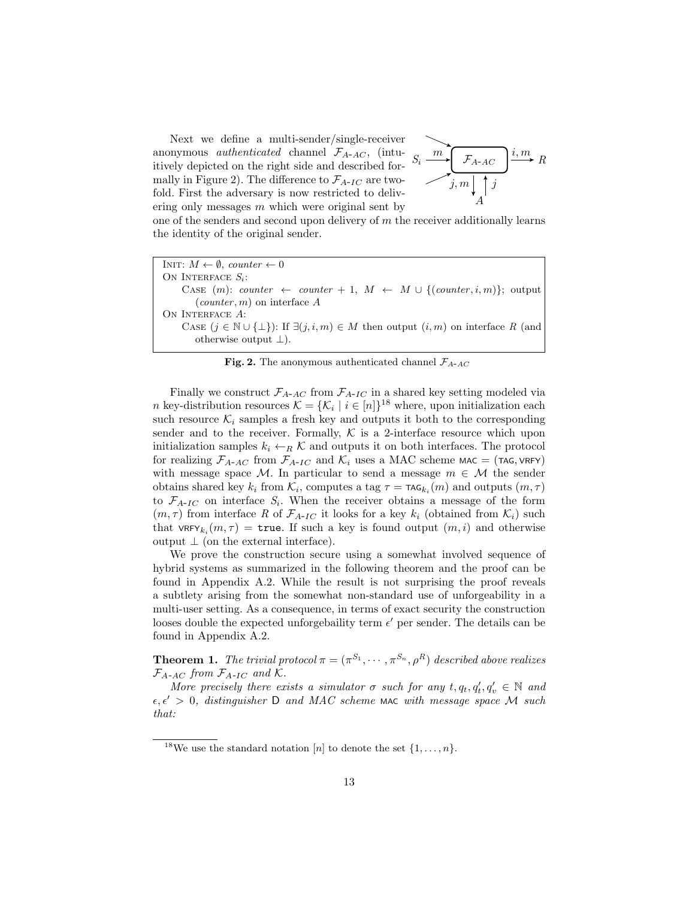Next we define a multi-sender/single-receiver anonymous *authenticated* channel $\mathcal{F}_{A\text{-}AC}$, (intuitively depicted on the right side and described formally in Figure 2). The difference to $\mathcal{F}_{A\text{-}IC}$ are twofold. First the adversary is now restricted to delivering only messages $m$ which were original sent by one of the senders and second upon delivery of $m$ the receiver additionally learns the identity of the original sender.

---

INIT: $M \leftarrow \emptyset$, *counter* $\leftarrow 0$

ON INTERFACE $S_i$:

CASE $(m)$: *counter* $\leftarrow$ *counter* $+ 1$, $M \leftarrow M \cup \{(\mathit{counter}, i, m)\}$; output $(\mathit{counter}, m)$ on interface $A$

ON INTERFACE $A$:

CASE $(j \in \mathbb{N} \cup \{\perp\})$: If $\exists (j, i, m) \in M$ then output $(i, m)$ on interface $R$ (and otherwise output $\perp$).

---

**Fig. 2.** The anonymous authenticated channel $\mathcal{F}_{A\text{-}AC}$

Finally we construct $\mathcal{F}_{A\text{-}AC}$ from $\mathcal{F}_{A\text{-}IC}$ in a shared key setting modeled via $n$ key-distribution resources $\mathcal{K} = \{\mathcal{K}_i \mid i \in [n]\}$[18] where, upon initialization each such resource $\mathcal{K}_i$ samples a fresh key and outputs it both to the corresponding sender and to the receiver. Formally, $\mathcal{K}$ is a 2-interface resource which upon initialization samples $k_i \leftarrow_R \mathcal{K}$ and outputs it on both interfaces. The protocol for realizing $\mathcal{F}_{A\text{-}AC}$ from $\mathcal{F}_{A\text{-}IC}$ and $\mathcal{K}_i$ uses a MAC scheme $\mathsf{MAC} = (\mathsf{TAG}, \mathsf{VRFY})$ with message space $\mathcal{M}$. In particular to send a message $m \in \mathcal{M}$ the sender obtains shared key $k_i$ from $\mathcal{K}_i$, computes a tag $\tau = \mathsf{TAG}_{k_i}(m)$ and outputs $(m, \tau)$ to $\mathcal{F}_{A\text{-}IC}$ on interface $S_i$. When the receiver obtains a message of the form $(m, \tau)$ from interface $R$ of $\mathcal{F}_{A\text{-}IC}$ it looks for a key $k_i$ (obtained from $\mathcal{K}_i$) such that $\mathsf{VRFY}_{k_i}(m, \tau) = \mathtt{true}$. If such a key is found output $(m, i)$ and otherwise output $\perp$ (on the external interface).

We prove the construction secure using a somewhat involved sequence of hybrid systems as summarized in the following theorem and the proof can be found in Appendix A.2. While the result is not surprising the proof reveals a subtlety arising from the somewhat non-standard use of unforgeability in a multi-user setting. As a consequence, in terms of exact security the construction looses double the expected unforgeability term $\epsilon'$ per sender. The details can be found in Appendix A.2.

**Theorem 1.** *The trivial protocol $\pi = (\pi^{S_1}, \cdots, \pi^{S_n}, \rho^R)$ described above realizes $\mathcal{F}_{A\text{-}AC}$ from $\mathcal{F}_{A\text{-}IC}$ and $\mathcal{K}$.*

*More precisely there exists a simulator $\sigma$ such for any $t, q_t, q'_t, q'_v \in \mathbb{N}$ and $\epsilon, \epsilon' > 0$, distinguisher $\mathsf{D}$ and MAC scheme $\mathsf{MAC}$ with message space $\mathcal{M}$ such that:*

---

[18] We use the standard notation $[n]$ to denote the set $\{1, \ldots, n\}$.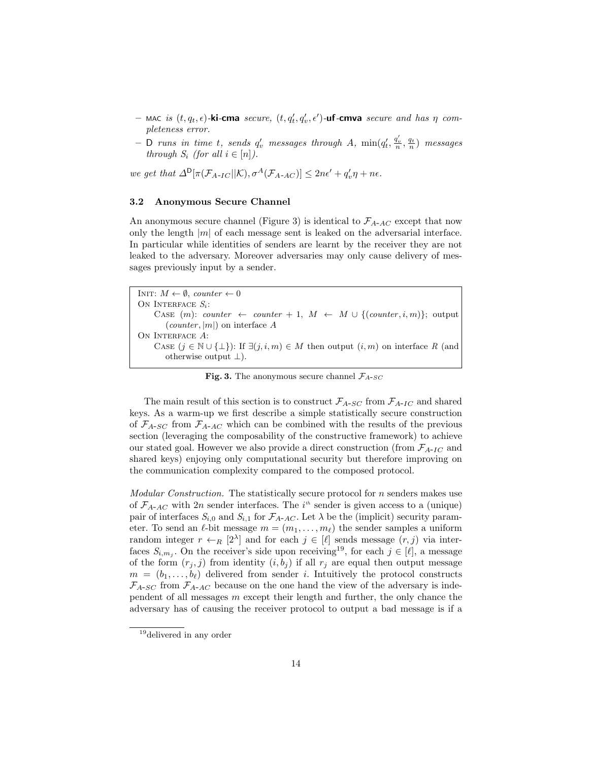- MAC *is* $(t, q_t, \epsilon)$-**ki-cma** *secure,* $(t, q'_t, q'_v, \epsilon')$-**uf-cmva** *secure and has* $\eta$ *completeness error.*
- D *runs in time* $t$*, sends* $q'_v$ *messages through* $A$*,* $\min(q'_t, \frac{q'_v}{n}, \frac{q_t}{n})$ *messages through* $S_i$ *(for all* $i \in [n]$*).*

*we get that* $\Delta^{\mathsf{D}}[\pi(\mathcal{F}_{A\text{-}IC}||\mathcal{K}), \sigma^A(\mathcal{F}_{A\text{-}AC})] \leq 2n\epsilon' + q'_v\eta + n\epsilon.$

### 3.2 Anonymous Secure Channel

An anonymous secure channel (Figure 3) is identical to $\mathcal{F}_{A\text{-}AC}$ except that now only the length $|m|$ of each message sent is leaked on the adversarial interface. In particular while identities of senders are learnt by the receiver they are not leaked to the adversary. Moreover adversaries may only cause delivery of messages previously input by a sender.

```
INIT: M ← ∅, counter ← 0
ON INTERFACE S_i:
    CASE (m): counter ← counter + 1, M ← M ∪ {(counter, i, m)}; output
      (counter, |m|) on interface A
ON INTERFACE A:
    CASE (j ∈ ℕ ∪ {⊥}): If ∃(j, i, m) ∈ M then output (i, m) on interface R (and
      otherwise output ⊥).
```

**Fig. 3.** The anonymous secure channel $\mathcal{F}_{A\text{-}SC}$

The main result of this section is to construct $\mathcal{F}_{A\text{-}SC}$ from $\mathcal{F}_{A\text{-}IC}$ and shared keys. As a warm-up we first describe a simple statistically secure construction of $\mathcal{F}_{A\text{-}SC}$ from $\mathcal{F}_{A\text{-}AC}$ which can be combined with the results of the previous section (leveraging the composability of the constructive framework) to achieve our stated goal. However we also provide a direct construction (from $\mathcal{F}_{A\text{-}IC}$ and shared keys) enjoying only computational security but therefore improving on the communication complexity compared to the composed protocol.

*Modular Construction.* The statistically secure protocol for $n$ senders makes use of $\mathcal{F}_{A\text{-}AC}$ with $2n$ sender interfaces. The $i^{th}$ sender is given access to a (unique) pair of interfaces $S_{i,0}$ and $S_{i,1}$ for $\mathcal{F}_{A\text{-}AC}$. Let $\lambda$ be the (implicit) security parameter. To send an $\ell$-bit message $m = (m_1, \ldots, m_\ell)$ the sender samples a uniform random integer $r \leftarrow_R [2^\lambda]$ and for each $j \in [\ell]$ sends message $(r, j)$ via interfaces $S_{i,m_j}$. On the receiver's side upon receiving[19], for each $j \in [\ell]$, a message of the form $(r_j, j)$ from identity $(i, b_j)$ if all $r_j$ are equal then output message $m = (b_1, \ldots, b_\ell)$ delivered from sender $i$. Intuitively the protocol constructs $\mathcal{F}_{A\text{-}SC}$ from $\mathcal{F}_{A\text{-}AC}$ because on the one hand the view of the adversary is independent of all messages $m$ except their length and further, the only chance the adversary has of causing the receiver protocol to output a bad message is if a

[19] delivered in any order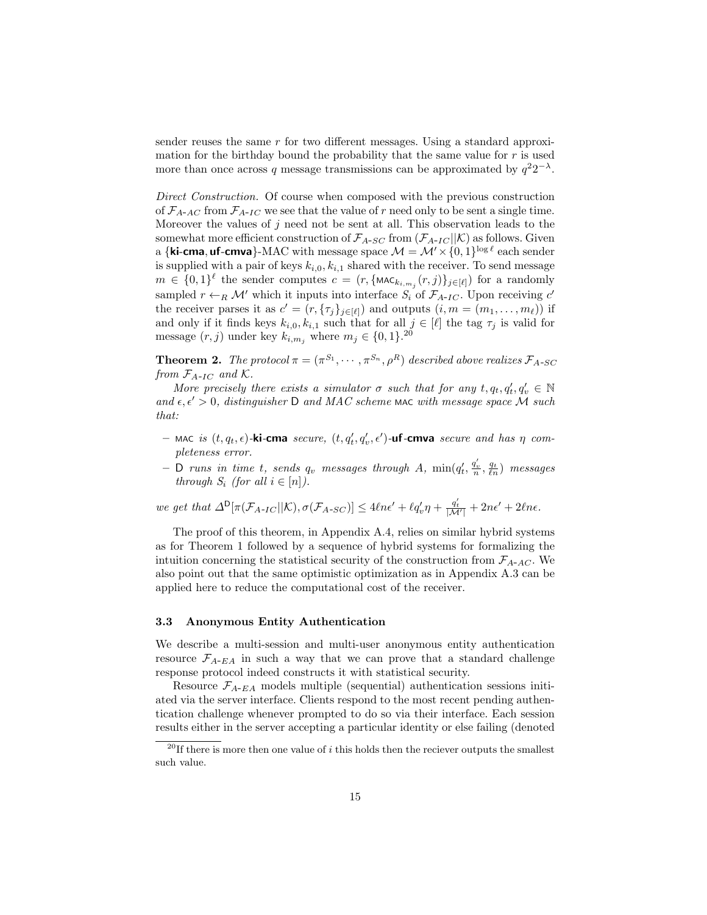sender reuses the same $r$ for two different messages. Using a standard approximation for the birthday bound the probability that the same value for $r$ is used more than once across $q$ message transmissions can be approximated by $q^2 2^{-\lambda}$.

*Direct Construction.* Of course when composed with the previous construction of $\mathcal{F}_{A\text{-}AC}$ from $\mathcal{F}_{A\text{-}IC}$ we see that the value of $r$ need only to be sent a single time. Moreover the values of $j$ need not be sent at all. This observation leads to the somewhat more efficient construction of $\mathcal{F}_{A\text{-}SC}$ from $(\mathcal{F}_{A\text{-}IC}||\mathcal{K})$ as follows. Given a $\{\textbf{ki-cma}, \textbf{uf-cmva}\}$-MAC with message space $\mathcal{M} = \mathcal{M}' \times \{0,1\}^{\log \ell}$ each sender is supplied with a pair of keys $k_{i,0}, k_{i,1}$ shared with the receiver. To send message $m \in \{0,1\}^\ell$ the sender computes $c = (r, \{\mathsf{MAC}_{k_{i,m_j}}(r,j)\}_{j\in[\ell]})$ for a randomly sampled $r \leftarrow_R \mathcal{M}'$ which it inputs into interface $S_i$ of $\mathcal{F}_{A\text{-}IC}$. Upon receiving $c'$ the receiver parses it as $c' = (r, \{\tau_j\}_{j\in[\ell]})$ and outputs $(i, m = (m_1, \ldots, m_\ell))$ if and only if it finds keys $k_{i,0}, k_{i,1}$ such that for all $j \in [\ell]$ the tag $\tau_j$ is valid for message $(r,j)$ under key $k_{i,m_j}$ where $m_j \in \{0,1\}$.[20]

**Theorem 2.** *The protocol $\pi = (\pi^{S_1}, \cdots, \pi^{S_n}, \rho^R)$ described above realizes $\mathcal{F}_{A\text{-}SC}$ from $\mathcal{F}_{A\text{-}IC}$ and $\mathcal{K}$.*

*More precisely there exists a simulator $\sigma$ such that for any $t, q_t, q_t', q_v' \in \mathbb{N}$ and $\epsilon, \epsilon' > 0$, distinguisher $\mathsf{D}$ and MAC scheme $\mathsf{MAC}$ with message space $\mathcal{M}$ such that:*

- *$\mathsf{MAC}$ is $(t, q_t, \epsilon)$-**ki-cma** secure, $(t, q_t', q_v', \epsilon')$-**uf-cmva** secure and has $\eta$ completeness error.*
- *$\mathsf{D}$ runs in time $t$, sends $q_v$ messages through $A$, $\min(q_t', \frac{q_v'}{n}, \frac{q_t}{\ell n})$ messages through $S_i$ (for all $i \in [n]$).*

*we get that* $\Delta^{\mathsf{D}}[\pi(\mathcal{F}_{A\text{-}IC}||\mathcal{K}), \sigma(\mathcal{F}_{A\text{-}SC})] \leq 4\ell n\epsilon' + \ell q_v' \eta + \frac{q_t'}{|\mathcal{M}'|} + 2n\epsilon' + 2\ell n\epsilon.$

The proof of this theorem, in Appendix A.4, relies on similar hybrid systems as for Theorem 1 followed by a sequence of hybrid systems for formalizing the intuition concerning the statistical security of the construction from $\mathcal{F}_{A\text{-}AC}$. We also point out that the same optimistic optimization as in Appendix A.3 can be applied here to reduce the computational cost of the receiver.

### 3.3 Anonymous Entity Authentication

We describe a multi-session and multi-user anonymous entity authentication resource $\mathcal{F}_{A\text{-}EA}$ in such a way that we can prove that a standard challenge response protocol indeed constructs it with statistical security.

Resource $\mathcal{F}_{A\text{-}EA}$ models multiple (sequential) authentication sessions initiated via the server interface. Clients respond to the most recent pending authentication challenge whenever prompted to do so via their interface. Each session results either in the server accepting a particular identity or else failing (denoted

[20] If there is more then one value of $i$ this holds then the reciever outputs the smallest such value.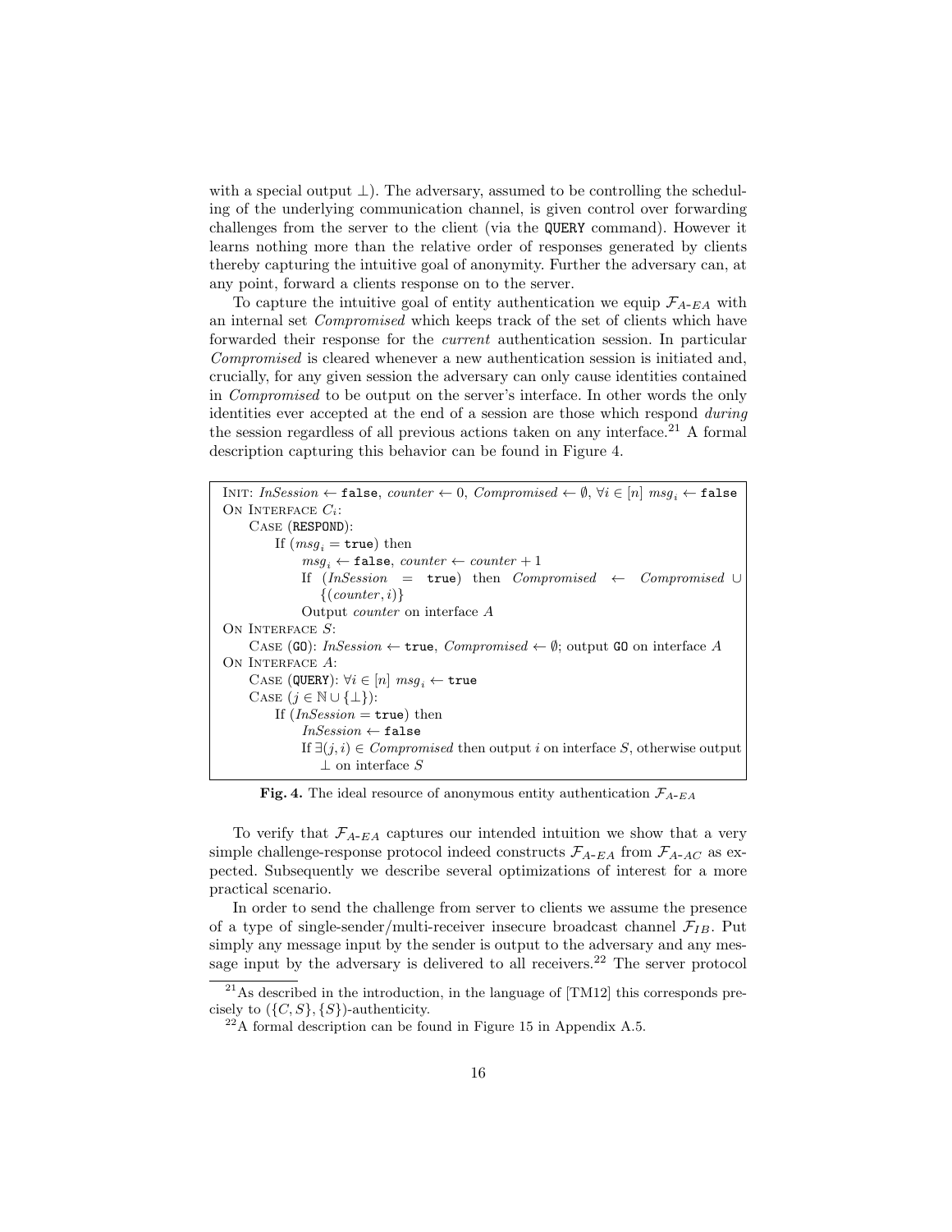with a special output $\perp$). The adversary, assumed to be controlling the scheduling of the underlying communication channel, is given control over forwarding challenges from the server to the client (via the `QUERY` command). However it learns nothing more than the relative order of responses generated by clients thereby capturing the intuitive goal of anonymity. Further the adversary can, at any point, forward a clients response on to the server.

To capture the intuitive goal of entity authentication we equip $\mathcal{F}_{A\text{-}EA}$ with an internal set *Compromised* which keeps track of the set of clients which have forwarded their response for the *current* authentication session. In particular *Compromised* is cleared whenever a new authentication session is initiated and, crucially, for any given session the adversary can only cause identities contained in *Compromised* to be output on the server's interface. In other words the only identities ever accepted at the end of a session are those which respond *during* the session regardless of all previous actions taken on any interface.[21] A formal description capturing this behavior can be found in Figure 4.

```
INIT: InSession ← false, counter ← 0, Compromised ← ∅, ∀i ∈ [n] msg_i ← false
ON INTERFACE C_i:
    CASE (RESPOND):
        If (msg_i = true) then
            msg_i ← false, counter ← counter + 1
            If (InSession = true) then Compromised ← Compromised ∪
                {(counter, i)}
            Output counter on interface A
ON INTERFACE S:
    CASE (GO): InSession ← true, Compromised ← ∅; output GO on interface A
ON INTERFACE A:
    CASE (QUERY): ∀i ∈ [n] msg_i ← true
    CASE (j ∈ ℕ ∪ {⊥}):
        If (InSession = true) then
            InSession ← false
            If ∃(j, i) ∈ Compromised then output i on interface S, otherwise output
                ⊥ on interface S
```

**Fig. 4.** The ideal resource of anonymous entity authentication $\mathcal{F}_{A\text{-}EA}$

To verify that $\mathcal{F}_{A\text{-}EA}$ captures our intended intuition we show that a very simple challenge-response protocol indeed constructs $\mathcal{F}_{A\text{-}EA}$ from $\mathcal{F}_{A\text{-}AC}$ as expected. Subsequently we describe several optimizations of interest for a more practical scenario.

In order to send the challenge from server to clients we assume the presence of a type of single-sender/multi-receiver insecure broadcast channel $\mathcal{F}_{IB}$. Put simply any message input by the sender is output to the adversary and any message input by the adversary is delivered to all receivers.[22] The server protocol

[21] As described in the introduction, in the language of [TM12] this corresponds precisely to $(\{C, S\}, \{S\})$-authenticity.

[22] A formal description can be found in Figure 15 in Appendix A.5.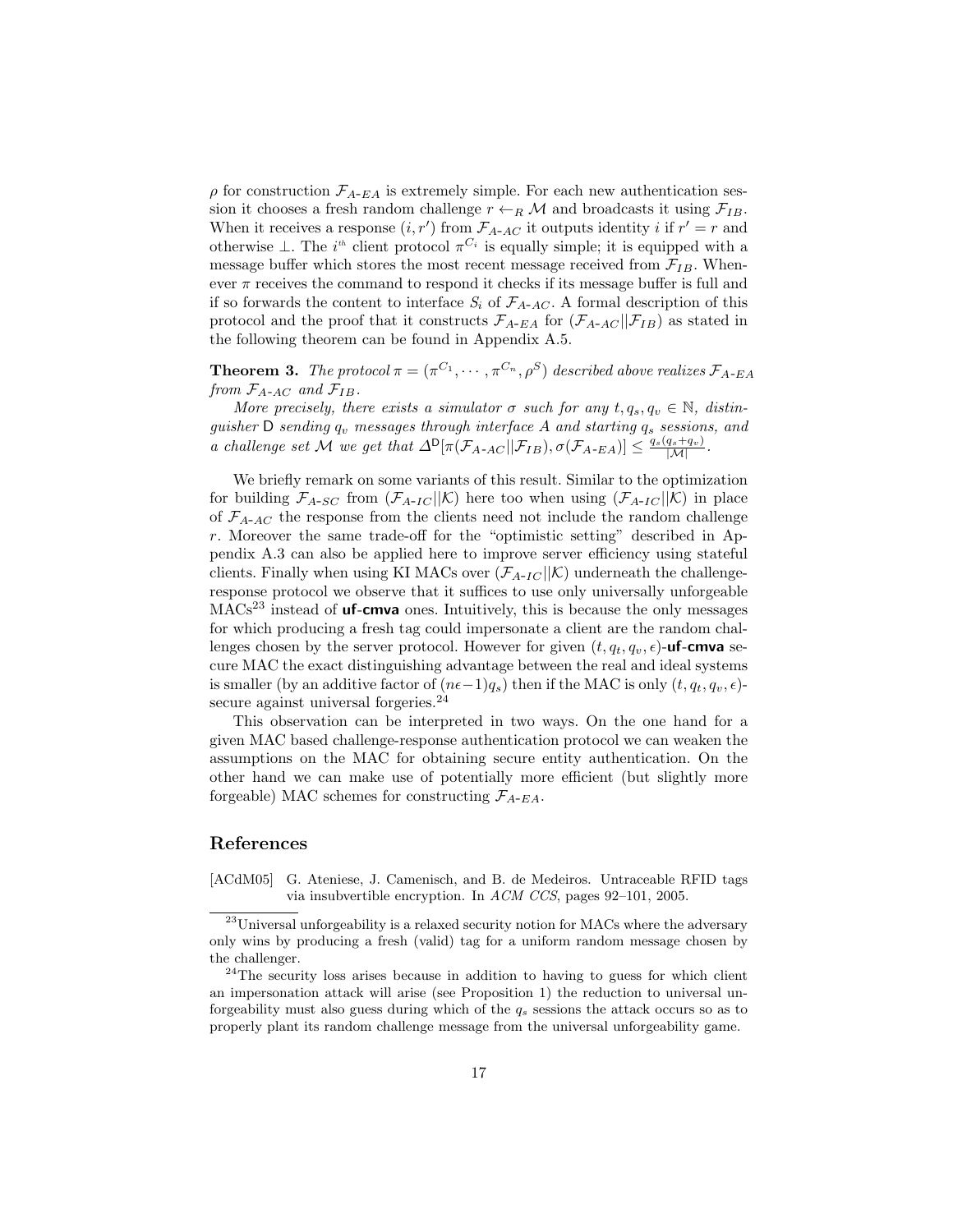$\rho$ for construction $\mathcal{F}_{A\text{-}EA}$ is extremely simple. For each new authentication session it chooses a fresh random challenge $r \leftarrow_R \mathcal{M}$ and broadcasts it using $\mathcal{F}_{IB}$. When it receives a response $(i, r')$ from $\mathcal{F}_{A\text{-}AC}$ it outputs identity $i$ if $r' = r$ and otherwise $\perp$. The $i^{th}$ client protocol $\pi^{C_i}$ is equally simple; it is equipped with a message buffer which stores the most recent message received from $\mathcal{F}_{IB}$. Whenever $\pi$ receives the command to respond it checks if its message buffer is full and if so forwards the content to interface $S_i$ of $\mathcal{F}_{A\text{-}AC}$. A formal description of this protocol and the proof that it constructs $\mathcal{F}_{A\text{-}EA}$ for $(\mathcal{F}_{A\text{-}AC} || \mathcal{F}_{IB})$ as stated in the following theorem can be found in Appendix A.5.

**Theorem 3.** *The protocol $\pi = (\pi^{C_1}, \cdots, \pi^{C_n}, \rho^S)$ described above realizes $\mathcal{F}_{A\text{-}EA}$ from $\mathcal{F}_{A\text{-}AC}$ and $\mathcal{F}_{IB}$.*

*More precisely, there exists a simulator $\sigma$ such for any $t, q_s, q_v \in \mathbb{N}$, distinguisher $\mathsf{D}$ sending $q_v$ messages through interface $A$ and starting $q_s$ sessions, and a challenge set $\mathcal{M}$ we get that $\Delta^{\mathsf{D}}[\pi(\mathcal{F}_{A\text{-}AC} || \mathcal{F}_{IB}), \sigma(\mathcal{F}_{A\text{-}EA})] \leq \frac{q_s(q_s+q_v)}{|\mathcal{M}|}$.*

We briefly remark on some variants of this result. Similar to the optimization for building $\mathcal{F}_{A\text{-}SC}$ from $(\mathcal{F}_{A\text{-}IC} || \mathcal{K})$ here too when using $(\mathcal{F}_{A\text{-}IC} || \mathcal{K})$ in place of $\mathcal{F}_{A\text{-}AC}$ the response from the clients need not include the random challenge $r$. Moreover the same trade-off for the "optimistic setting" described in Appendix A.3 can also be applied here to improve server efficiency using stateful clients. Finally when using KI MACs over $(\mathcal{F}_{A\text{-}IC} || \mathcal{K})$ underneath the challenge-response protocol we observe that it suffices to use only universally unforgeable MACs[23] instead of **uf-cmva** ones. Intuitively, this is because the only messages for which producing a fresh tag could impersonate a client are the random challenges chosen by the server protocol. However for given $(t, q_t, q_v, \epsilon)$-**uf-cmva** secure MAC the exact distinguishing advantage between the real and ideal systems is smaller (by an additive factor of $(n\epsilon - 1)q_s$) then if the MAC is only $(t, q_t, q_v, \epsilon)$-secure against universal forgeries.[24]

This observation can be interpreted in two ways. On the one hand for a given MAC based challenge-response authentication protocol we can weaken the assumptions on the MAC for obtaining secure entity authentication. On the other hand we can make use of potentially more efficient (but slightly more forgeable) MAC schemes for constructing $\mathcal{F}_{A\text{-}EA}$.

## References

[ACdM05] G. Ateniese, J. Camenisch, and B. de Medeiros. Untraceable RFID tags via insubvertible encryption. In *ACM CCS*, pages 92–101, 2005.

---

[23] Universal unforgeability is a relaxed security notion for MACs where the adversary only wins by producing a fresh (valid) tag for a uniform random message chosen by the challenger.

[24] The security loss arises because in addition to having to guess for which client an impersonation attack will arise (see Proposition 1) the reduction to universal unforgeability must also guess during which of the $q_s$ sessions the attack occurs so as to properly plant its random challenge message from the universal unforgeability game.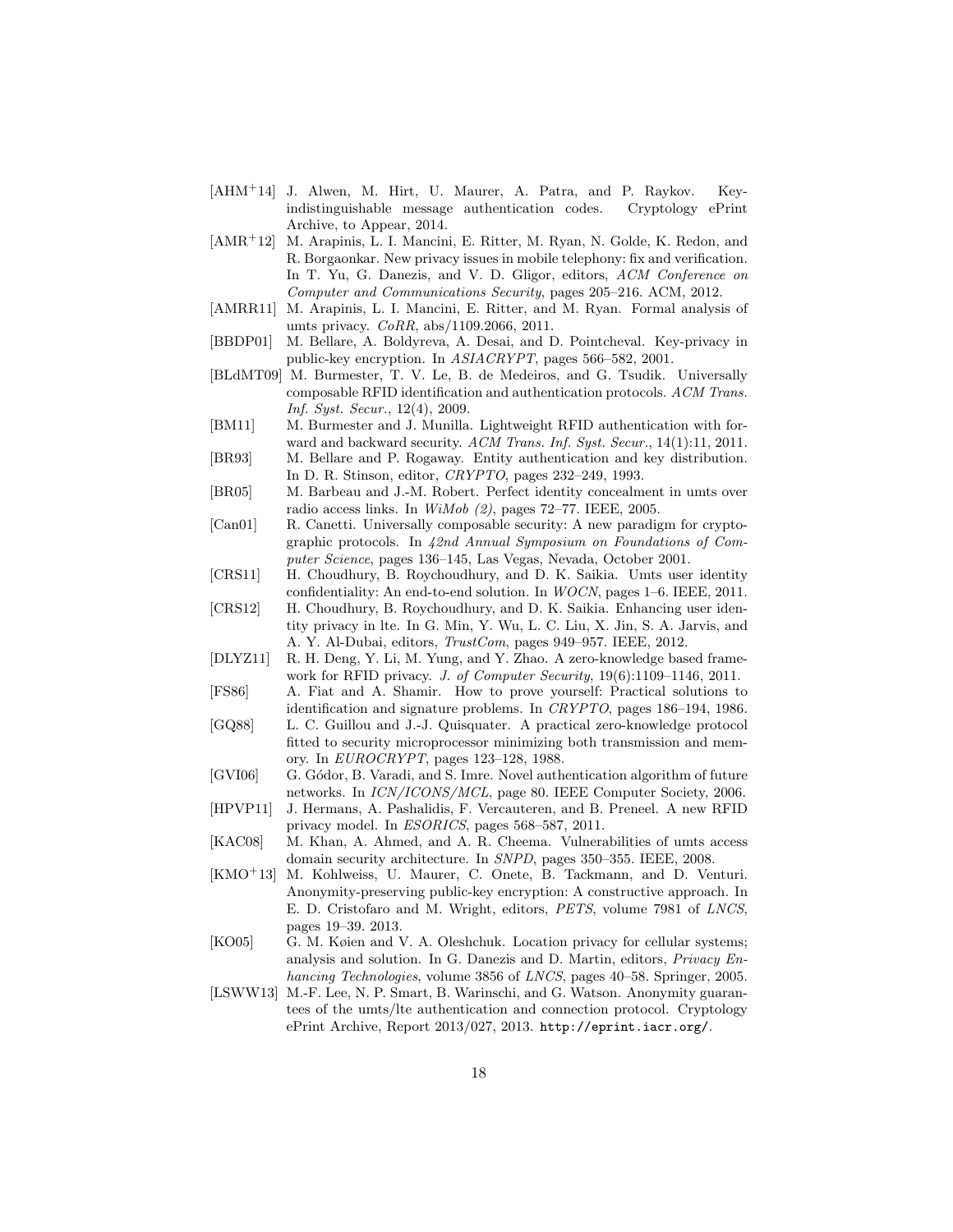[AHM+14] J. Alwen, M. Hirt, U. Maurer, A. Patra, and P. Raykov. Key-indistinguishable message authentication codes. Cryptology ePrint Archive, to Appear, 2014.

[AMR+12] M. Arapinis, L. I. Mancini, E. Ritter, M. Ryan, N. Golde, K. Redon, and R. Borgaonkar. New privacy issues in mobile telephony: fix and verification. In T. Yu, G. Danezis, and V. D. Gligor, editors, *ACM Conference on Computer and Communications Security*, pages 205–216. ACM, 2012.

[AMRR11] M. Arapinis, L. I. Mancini, E. Ritter, and M. Ryan. Formal analysis of umts privacy. *CoRR*, abs/1109.2066, 2011.

[BBDP01] M. Bellare, A. Boldyreva, A. Desai, and D. Pointcheval. Key-privacy in public-key encryption. In *ASIACRYPT*, pages 566–582, 2001.

[BLdMT09] M. Burmester, T. V. Le, B. de Medeiros, and G. Tsudik. Universally composable RFID identification and authentication protocols. *ACM Trans. Inf. Syst. Secur.*, 12(4), 2009.

[BM11] M. Burmester and J. Munilla. Lightweight RFID authentication with forward and backward security. *ACM Trans. Inf. Syst. Secur.*, 14(1):11, 2011.

[BR93] M. Bellare and P. Rogaway. Entity authentication and key distribution. In D. R. Stinson, editor, *CRYPTO*, pages 232–249, 1993.

[BR05] M. Barbeau and J.-M. Robert. Perfect identity concealment in umts over radio access links. In *WiMob (2)*, pages 72–77. IEEE, 2005.

[Can01] R. Canetti. Universally composable security: A new paradigm for cryptographic protocols. In *42nd Annual Symposium on Foundations of Computer Science*, pages 136–145, Las Vegas, Nevada, October 2001.

[CRS11] H. Choudhury, B. Roychoudhury, and D. K. Saikia. Umts user identity confidentiality: An end-to-end solution. In *WOCN*, pages 1–6. IEEE, 2011.

[CRS12] H. Choudhury, B. Roychoudhury, and D. K. Saikia. Enhancing user identity privacy in lte. In G. Min, Y. Wu, L. C. Liu, X. Jin, S. A. Jarvis, and A. Y. Al-Dubai, editors, *TrustCom*, pages 949–957. IEEE, 2012.

[DLYZ11] R. H. Deng, Y. Li, M. Yung, and Y. Zhao. A zero-knowledge based framework for RFID privacy. *J. of Computer Security*, 19(6):1109–1146, 2011.

[FS86] A. Fiat and A. Shamir. How to prove yourself: Practical solutions to identification and signature problems. In *CRYPTO*, pages 186–194, 1986.

[GQ88] L. C. Guillou and J.-J. Quisquater. A practical zero-knowledge protocol fitted to security microprocessor minimizing both transmission and memory. In *EUROCRYPT*, pages 123–128, 1988.

[GVI06] G. Gódor, B. Varadi, and S. Imre. Novel authentication algorithm of future networks. In *ICN/ICONS/MCL*, page 80. IEEE Computer Society, 2006.

[HPVP11] J. Hermans, A. Pashalidis, F. Vercauteren, and B. Preneel. A new RFID privacy model. In *ESORICS*, pages 568–587, 2011.

[KAC08] M. Khan, A. Ahmed, and A. R. Cheema. Vulnerabilities of umts access domain security architecture. In *SNPD*, pages 350–355. IEEE, 2008.

[KMO+13] M. Kohlweiss, U. Maurer, C. Onete, B. Tackmann, and D. Venturi. Anonymity-preserving public-key encryption: A constructive approach. In E. D. Cristofaro and M. Wright, editors, *PETS*, volume 7981 of *LNCS*, pages 19–39. 2013.

[KO05] G. M. Køien and V. A. Oleshchuk. Location privacy for cellular systems; analysis and solution. In G. Danezis and D. Martin, editors, *Privacy Enhancing Technologies*, volume 3856 of *LNCS*, pages 40–58. Springer, 2005.

[LSWW13] M.-F. Lee, N. P. Smart, B. Warinschi, and G. Watson. Anonymity guarantees of the umts/lte authentication and connection protocol. Cryptology ePrint Archive, Report 2013/027, 2013. http://eprint.iacr.org/.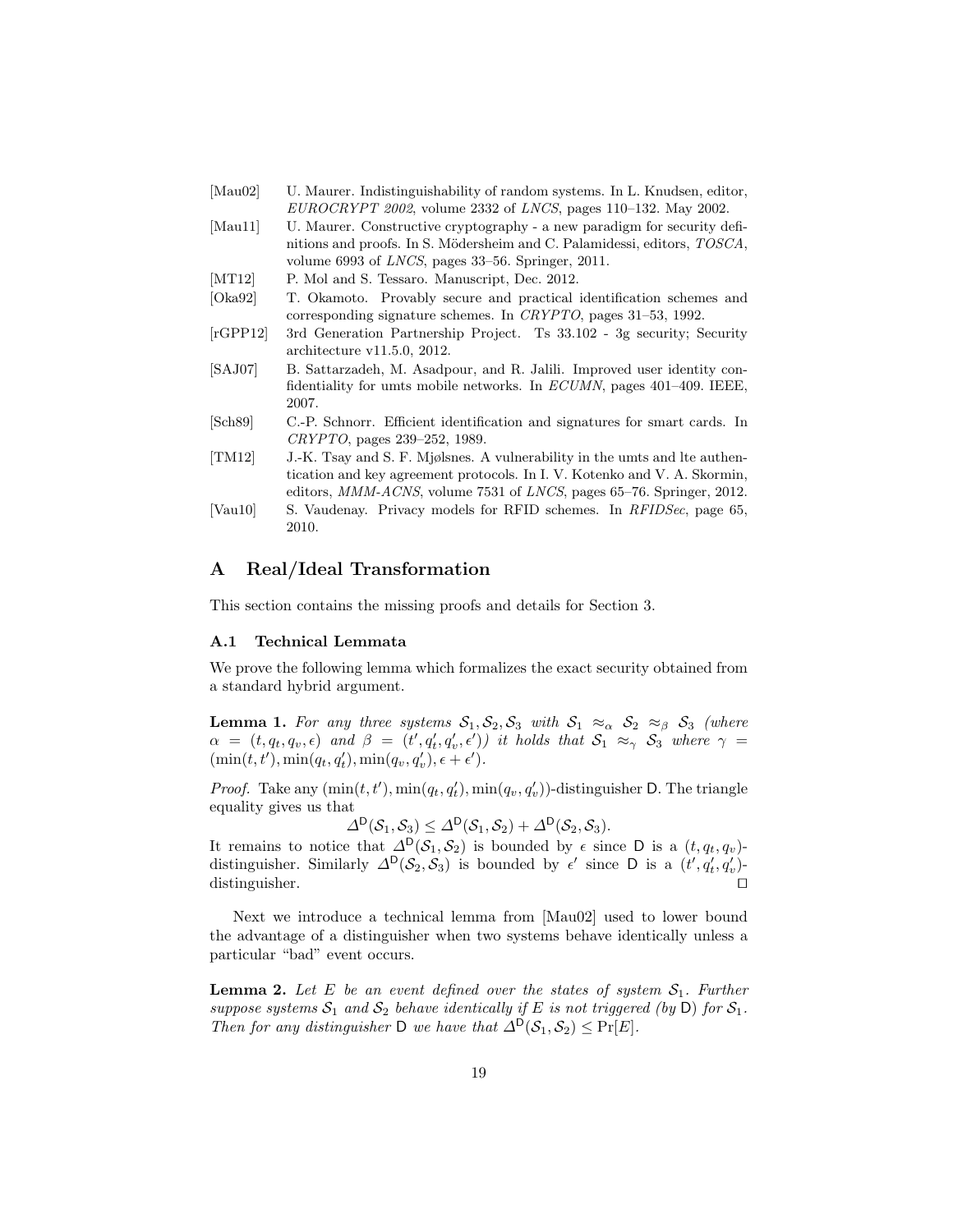[Mau02] U. Maurer. Indistinguishability of random systems. In L. Knudsen, editor, *EUROCRYPT 2002*, volume 2332 of *LNCS*, pages 110–132. May 2002.

[Mau11] U. Maurer. Constructive cryptography - a new paradigm for security definitions and proofs. In S. Mödersheim and C. Palamidessi, editors, *TOSCA*, volume 6993 of *LNCS*, pages 33–56. Springer, 2011.

[MT12] P. Mol and S. Tessaro. Manuscript, Dec. 2012.

[Oka92] T. Okamoto. Provably secure and practical identification schemes and corresponding signature schemes. In *CRYPTO*, pages 31–53, 1992.

[rGPP12] 3rd Generation Partnership Project. Ts 33.102 - 3g security; Security architecture v11.5.0, 2012.

[SAJ07] B. Sattarzadeh, M. Asadpour, and R. Jalili. Improved user identity confidentiality for umts mobile networks. In *ECUMN*, pages 401–409. IEEE, 2007.

[Sch89] C.-P. Schnorr. Efficient identification and signatures for smart cards. In *CRYPTO*, pages 239–252, 1989.

[TM12] J.-K. Tsay and S. F. Mjølsnes. A vulnerability in the umts and lte authentication and key agreement protocols. In I. V. Kotenko and V. A. Skormin, editors, *MMM-ACNS*, volume 7531 of *LNCS*, pages 65–76. Springer, 2012.

[Vau10] S. Vaudenay. Privacy models for RFID schemes. In *RFIDSec*, page 65, 2010.

# A Real/Ideal Transformation

This section contains the missing proofs and details for Section 3.

## A.1 Technical Lemmata

We prove the following lemma which formalizes the exact security obtained from a standard hybrid argument.

**Lemma 1.** *For any three systems $\mathcal{S}_1, \mathcal{S}_2, \mathcal{S}_3$ with $\mathcal{S}_1 \approx_\alpha \mathcal{S}_2 \approx_\beta \mathcal{S}_3$ (where $\alpha = (t, q_t, q_v, \epsilon)$ and $\beta = (t', q_t', q_v', \epsilon')$) it holds that $\mathcal{S}_1 \approx_\gamma \mathcal{S}_3$ where $\gamma = (\min(t,t'), \min(q_t, q_t'), \min(q_v, q_v'), \epsilon + \epsilon')$.*

*Proof.* Take any $(\min(t,t'), \min(q_t, q_t'), \min(q_v, q_v'))$-distinguisher $\mathsf{D}$. The triangle equality gives us that

$$\Delta^{\mathsf{D}}(\mathcal{S}_1, \mathcal{S}_3) \leq \Delta^{\mathsf{D}}(\mathcal{S}_1, \mathcal{S}_2) + \Delta^{\mathsf{D}}(\mathcal{S}_2, \mathcal{S}_3).$$

It remains to notice that $\Delta^{\mathsf{D}}(\mathcal{S}_1, \mathcal{S}_2)$ is bounded by $\epsilon$ since $\mathsf{D}$ is a $(t, q_t, q_v)$-distinguisher. Similarly $\Delta^{\mathsf{D}}(\mathcal{S}_2, \mathcal{S}_3)$ is bounded by $\epsilon'$ since $\mathsf{D}$ is a $(t', q_t', q_v')$-distinguisher. □

Next we introduce a technical lemma from [Mau02] used to lower bound the advantage of a distinguisher when two systems behave identically unless a particular "bad" event occurs.

**Lemma 2.** *Let $E$ be an event defined over the states of system $\mathcal{S}_1$. Further suppose systems $\mathcal{S}_1$ and $\mathcal{S}_2$ behave identically if $E$ is not triggered (by $\mathsf{D}$) for $\mathcal{S}_1$. Then for any distinguisher $\mathsf{D}$ we have that $\Delta^{\mathsf{D}}(\mathcal{S}_1, \mathcal{S}_2) \leq \Pr[E]$.*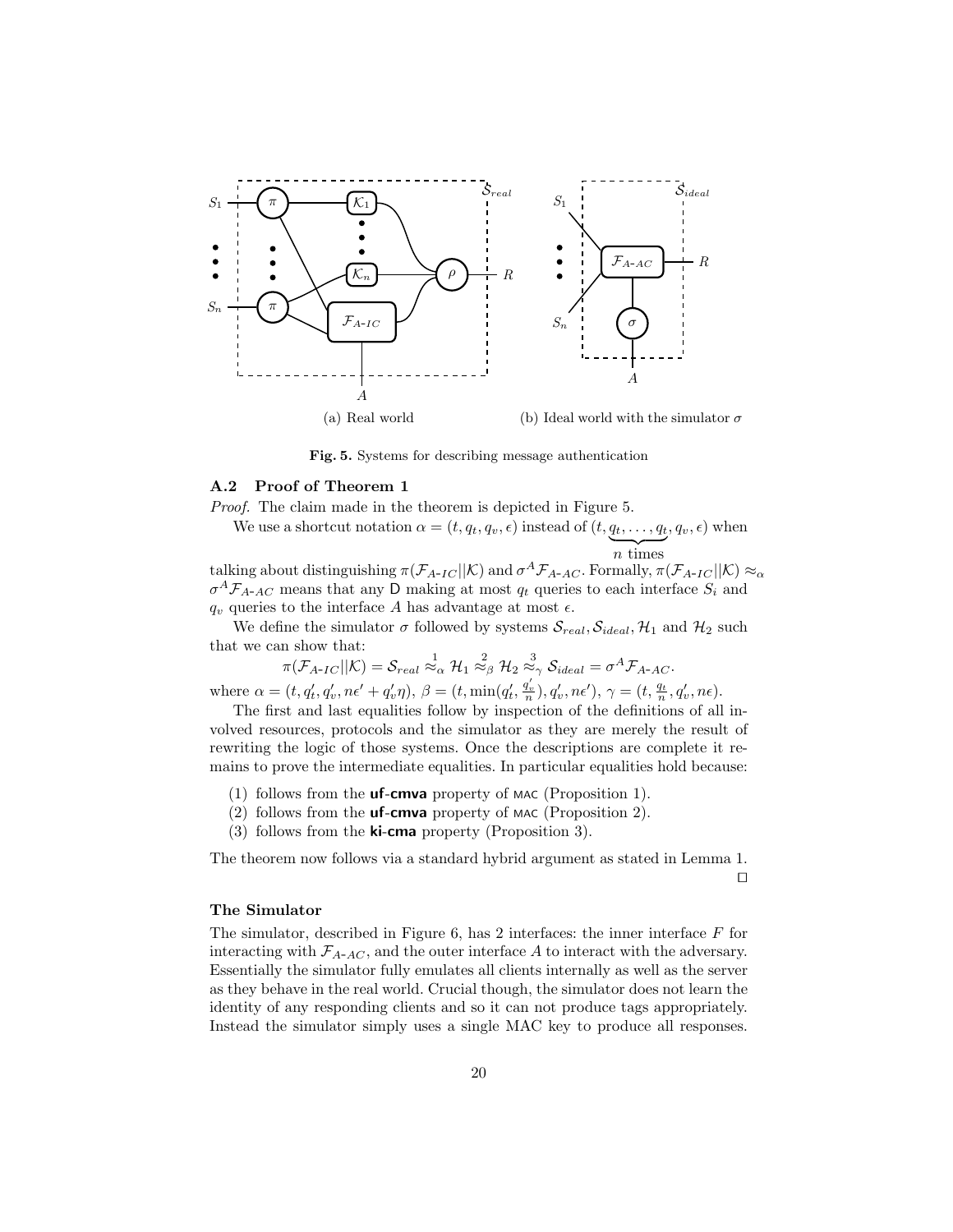(a) Real world

(b) Ideal world with the simulator $\sigma$

**Fig. 5.** Systems for describing message authentication

### A.2 Proof of Theorem 1

*Proof.* The claim made in the theorem is depicted in Figure 5.

We use a shortcut notation $\alpha = (t, q_t, q_v, \epsilon)$ instead of $(t, \underbrace{q_t, \ldots, q_t}_{n \text{ times}}, q_v, \epsilon)$ when talking about distinguishing $\pi(\mathcal{F}_{A\text{-}IC}||\mathcal{K})$ and $\sigma^A \mathcal{F}_{A\text{-}AC}$. Formally, $\pi(\mathcal{F}_{A\text{-}IC}||\mathcal{K}) \approx_\alpha \sigma^A \mathcal{F}_{A\text{-}AC}$ means that any D making at most $q_t$ queries to each interface $S_i$ and $q_v$ queries to the interface $A$ has advantage at most $\epsilon$.

We define the simulator $\sigma$ followed by systems $\mathcal{S}_{real}, \mathcal{S}_{ideal}, \mathcal{H}_1$ and $\mathcal{H}_2$ such that we can show that:

$$\pi(\mathcal{F}_{A\text{-}IC}||\mathcal{K}) = \mathcal{S}_{real} \overset{1}{\approx}_\alpha \mathcal{H}_1 \overset{2}{\approx}_\beta \mathcal{H}_2 \overset{3}{\approx}_\gamma \mathcal{S}_{ideal} = \sigma^A \mathcal{F}_{A\text{-}AC}.$$

where $\alpha = (t, q'_t, q'_v, n\epsilon' + q'_v \eta)$, $\beta = (t, \min(q'_t, \frac{q'_v}{n}), q'_v, n\epsilon')$, $\gamma = (t, \frac{q_t}{n}, q'_v, n\epsilon)$.

The first and last equalities follow by inspection of the definitions of all involved resources, protocols and the simulator as they are merely the result of rewriting the logic of those systems. Once the descriptions are complete it remains to prove the intermediate equalities. In particular equalities hold because:

(1) follows from the **uf-cmva** property of MAC (Proposition 1).
(2) follows from the **uf-cmva** property of MAC (Proposition 2).
(3) follows from the **ki-cma** property (Proposition 3).

The theorem now follows via a standard hybrid argument as stated in Lemma 1. □

#### The Simulator

The simulator, described in Figure 6, has 2 interfaces: the inner interface $F$ for interacting with $\mathcal{F}_{A\text{-}AC}$, and the outer interface $A$ to interact with the adversary. Essentially the simulator fully emulates all clients internally as well as the server as they behave in the real world. Crucial though, the simulator does not learn the identity of any responding clients and so it can not produce tags appropriately. Instead the simulator simply uses a single MAC key to produce all responses.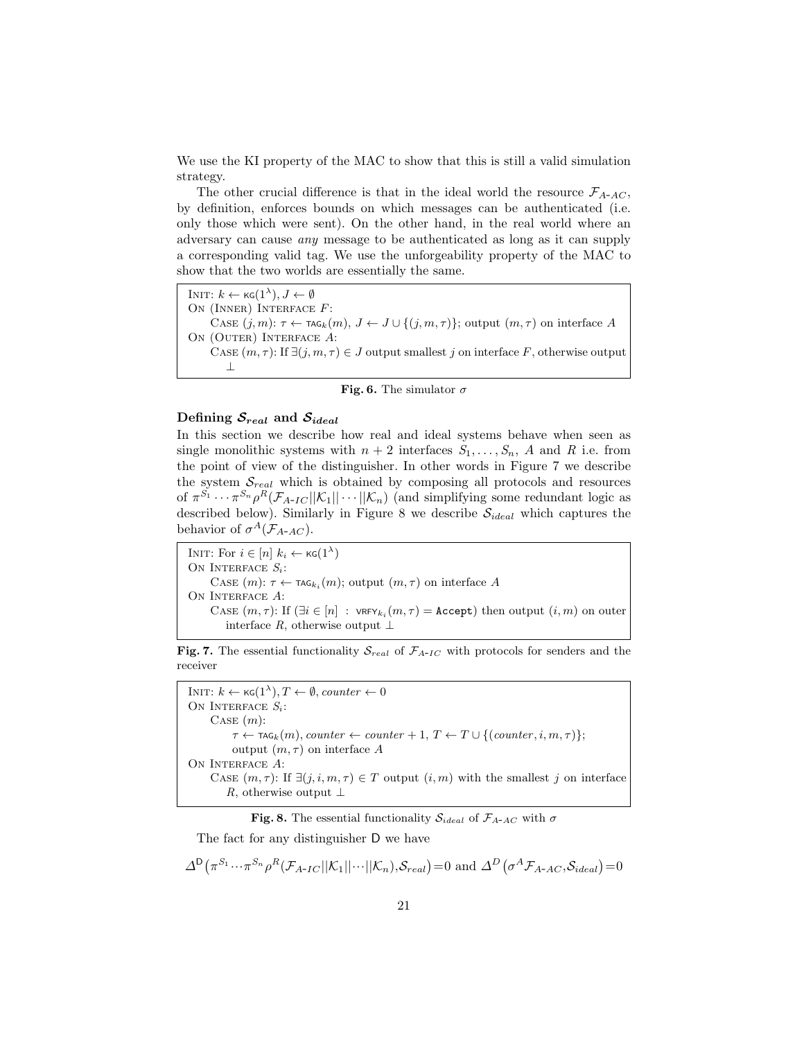We use the KI property of the MAC to show that this is still a valid simulation strategy.

The other crucial difference is that in the ideal world the resource $\mathcal{F}_{A\text{-}AC}$, by definition, enforces bounds on which messages can be authenticated (i.e. only those which were sent). On the other hand, in the real world where an adversary can cause *any* message to be authenticated as long as it can supply a corresponding valid tag. We use the unforgeability property of the MAC to show that the two worlds are essentially the same.

```
INIT: k ← KG(1^λ), J ← ∅
ON (INNER) INTERFACE F:
    CASE (j, m): τ ← TAG_k(m), J ← J ∪ {(j, m, τ)}; output (m, τ) on interface A
ON (OUTER) INTERFACE A:
    CASE (m, τ): If ∃(j, m, τ) ∈ J output smallest j on interface F, otherwise output
        ⊥
```

**Fig. 6.** The simulator $\sigma$

### Defining $\mathcal{S}_{real}$ and $\mathcal{S}_{ideal}$

In this section we describe how real and ideal systems behave when seen as single monolithic systems with $n+2$ interfaces $S_1, \ldots, S_n$, $A$ and $R$ i.e. from the point of view of the distinguisher. In other words in Figure 7 we describe the system $\mathcal{S}_{real}$ which is obtained by composing all protocols and resources of $\pi^{S_1} \cdots \pi^{S_n} \rho^R(\mathcal{F}_{A\text{-}IC} || \mathcal{K}_1 || \cdots || \mathcal{K}_n)$ (and simplifying some redundant logic as described below). Similarly in Figure 8 we describe $\mathcal{S}_{ideal}$ which captures the behavior of $\sigma^A(\mathcal{F}_{A\text{-}AC})$.

```
INIT: For i ∈ [n] k_i ← KG(1^λ)
ON INTERFACE S_i:
    CASE (m): τ ← TAG_{k_i}(m); output (m, τ) on interface A
ON INTERFACE A:
    CASE (m, τ): If (∃i ∈ [n] : VRFY_{k_i}(m, τ) = Accept) then output (i, m) on outer
        interface R, otherwise output ⊥
```

**Fig. 7.** The essential functionality $\mathcal{S}_{real}$ of $\mathcal{F}_{A\text{-}IC}$ with protocols for senders and the receiver

```
INIT: k ← KG(1^λ), T ← ∅, counter ← 0
ON INTERFACE S_i:
    CASE (m):
        τ ← TAG_k(m), counter ← counter + 1, T ← T ∪ {(counter, i, m, τ)};
        output (m, τ) on interface A
ON INTERFACE A:
    CASE (m, τ): If ∃(j, i, m, τ) ∈ T output (i, m) with the smallest j on interface
        R, otherwise output ⊥
```

**Fig. 8.** The essential functionality $\mathcal{S}_{ideal}$ of $\mathcal{F}_{A\text{-}AC}$ with $\sigma$

The fact for any distinguisher D we have

$$\Delta^{\mathsf{D}}\big(\pi^{S_1} \cdots \pi^{S_n} \rho^R(\mathcal{F}_{A\text{-}IC} || \mathcal{K}_1 || \cdots || \mathcal{K}_n), \mathcal{S}_{real}\big) = 0 \text{ and } \Delta^{D}\big(\sigma^A \mathcal{F}_{A\text{-}AC}, \mathcal{S}_{ideal}\big) = 0$$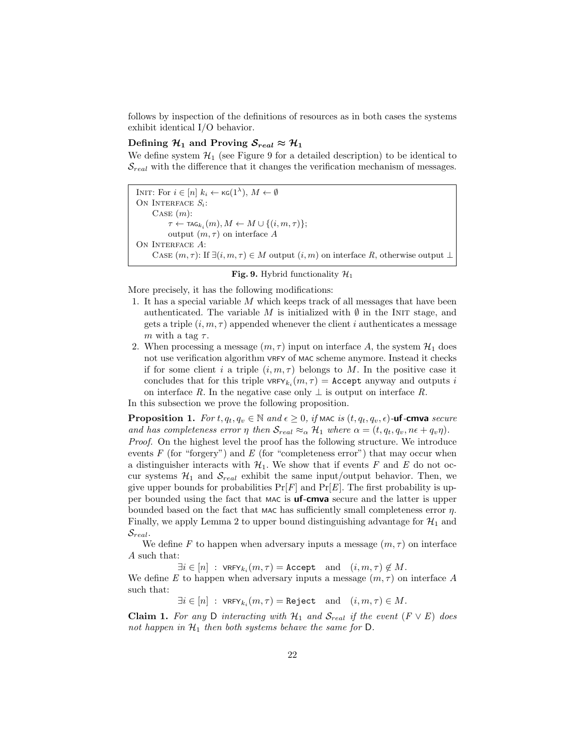follows by inspection of the definitions of resources as in both cases the systems exhibit identical I/O behavior.

### Defining $\mathcal{H}_1$ and Proving $\mathcal{S}_{real} \approx \mathcal{H}_1$

We define system $\mathcal{H}_1$ (see Figure 9 for a detailed description) to be identical to $\mathcal{S}_{real}$ with the difference that it changes the verification mechanism of messages.

```
INIT: For i ∈ [n] k_i ← KG(1^λ), M ← ∅
ON INTERFACE S_i:
    CASE (m):
        τ ← TAG_{k_i}(m), M ← M ∪ {(i, m, τ)};
        output (m, τ) on interface A
ON INTERFACE A:
    CASE (m, τ): If ∃(i, m, τ) ∈ M output (i, m) on interface R, otherwise output ⊥
```

**Fig. 9.** Hybrid functionality $\mathcal{H}_1$

More precisely, it has the following modifications:

1. It has a special variable $M$ which keeps track of all messages that have been authenticated. The variable $M$ is initialized with $\emptyset$ in the INIT stage, and gets a triple $(i, m, \tau)$ appended whenever the client $i$ authenticates a message $m$ with a tag $\tau$.
2. When processing a message $(m, \tau)$ input on interface $A$, the system $\mathcal{H}_1$ does not use verification algorithm $\mathsf{VRFY}$ of $\mathsf{MAC}$ scheme anymore. Instead it checks if for some client $i$ a triple $(i, m, \tau)$ belongs to $M$. In the positive case it concludes that for this triple $\mathsf{VRFY}_{k_i}(m, \tau) = \texttt{Accept}$ anyway and outputs $i$ on interface $R$. In the negative case only $\perp$ is output on interface $R$.

In this subsection we prove the following proposition.

**Proposition 1.** *For $t, q_t, q_v \in \mathbb{N}$ and $\epsilon \geq 0$, if $\mathsf{MAC}$ is $(t, q_t, q_v, \epsilon)$-**uf-cmva** secure and has completeness error $\eta$ then $\mathcal{S}_{real} \approx_\alpha \mathcal{H}_1$ where $\alpha = (t, q_t, q_v, n\epsilon + q_v\eta)$.*

*Proof.* On the highest level the proof has the following structure. We introduce events $F$ (for "forgery") and $E$ (for "completeness error") that may occur when a distinguisher interacts with $\mathcal{H}_1$. We show that if events $F$ and $E$ do not occur systems $\mathcal{H}_1$ and $\mathcal{S}_{real}$ exhibit the same input/output behavior. Then, we give upper bounds for probabilities $\Pr[F]$ and $\Pr[E]$. The first probability is upper bounded using the fact that $\mathsf{MAC}$ is **uf-cmva** secure and the latter is upper bounded based on the fact that $\mathsf{MAC}$ has sufficiently small completeness error $\eta$. Finally, we apply Lemma 2 to upper bound distinguishing advantage for $\mathcal{H}_1$ and $\mathcal{S}_{real}$.

We define $F$ to happen when adversary inputs a message $(m, \tau)$ on interface $A$ such that:

$$\exists i \in [n] \ : \ \mathsf{VRFY}_{k_i}(m, \tau) = \texttt{Accept} \quad \text{and} \quad (i, m, \tau) \notin M.$$

We define $E$ to happen when adversary inputs a message $(m, \tau)$ on interface $A$ such that:

$$\exists i \in [n] \ : \ \mathsf{VRFY}_{k_i}(m, \tau) = \texttt{Reject} \quad \text{and} \quad (i, m, \tau) \in M.$$

**Claim 1.** *For any $\mathsf{D}$ interacting with $\mathcal{H}_1$ and $\mathcal{S}_{real}$ if the event $(F \vee E)$ does not happen in $\mathcal{H}_1$ then both systems behave the same for $\mathsf{D}$.*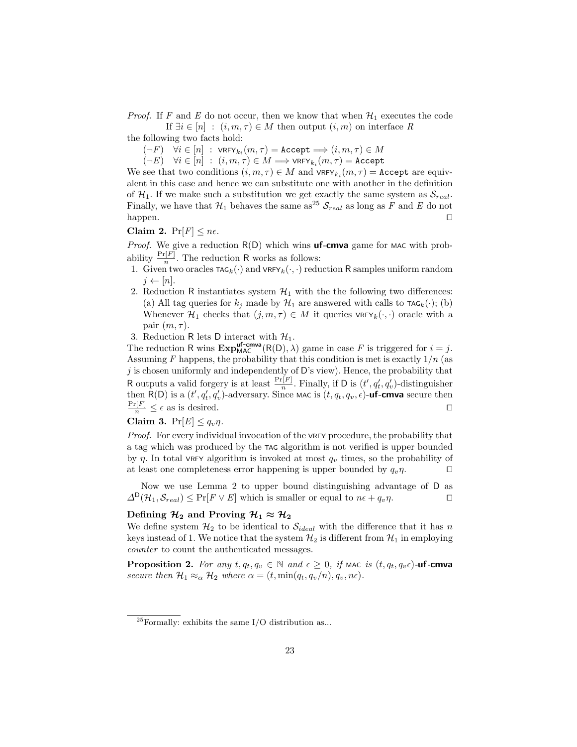*Proof.* If $F$ and $E$ do not occur, then we know that when $\mathcal{H}_1$ executes the code

If $\exists i \in [n] \;:\; (i, m, \tau) \in M$ then output $(i, m)$ on interface $R$

the following two facts hold:

$(\neg F)\quad \forall i \in [n] \;:\; \mathsf{VRFY}_{k_i}(m, \tau) = \texttt{Accept} \Longrightarrow (i, m, \tau) \in M$

$(\neg E)\quad \forall i \in [n] \;:\; (i, m, \tau) \in M \Longrightarrow \mathsf{VRFY}_{k_i}(m, \tau) = \texttt{Accept}$

We see that two conditions $(i, m, \tau) \in M$ and $\mathsf{VRFY}_{k_i}(m, \tau) = \texttt{Accept}$ are equivalent in this case and hence we can substitute one with another in the definition of $\mathcal{H}_1$. If we make such a substitution we get exactly the same system as $\mathcal{S}_{real}$. Finally, we have that $\mathcal{H}_1$ behaves the same as[25] $\mathcal{S}_{real}$ as long as $F$ and $E$ do not happen. □

**Claim 2.** $\Pr[F] \leq n\epsilon$.

*Proof.* We give a reduction $\mathsf{R}(\mathsf{D})$ which wins **uf-cmva** game for $\mathsf{MAC}$ with probability $\frac{\Pr[F]}{n}$. The reduction $\mathsf{R}$ works as follows:

1. Given two oracles $\mathsf{TAG}_k(\cdot)$ and $\mathsf{VRFY}_k(\cdot, \cdot)$ reduction $\mathsf{R}$ samples uniform random $j \leftarrow [n]$.
2. Reduction $\mathsf{R}$ instantiates system $\mathcal{H}_1$ with the the following two differences: (a) All tag queries for $k_j$ made by $\mathcal{H}_1$ are answered with calls to $\mathsf{TAG}_k(\cdot)$; (b) Whenever $\mathcal{H}_1$ checks that $(j, m, \tau) \in M$ it queries $\mathsf{VRFY}_k(\cdot, \cdot)$ oracle with a pair $(m, \tau)$.
3. Reduction $\mathsf{R}$ lets $\mathsf{D}$ interact with $\mathcal{H}_1$.

The reduction $\mathsf{R}$ wins $\mathbf{Exp}^{\mathsf{uf\text{-}cmva}}_{\mathsf{MAC}}(\mathsf{R}(\mathsf{D}), \lambda)$ game in case $F$ is triggered for $i = j$. Assuming $F$ happens, the probability that this condition is met is exactly $1/n$ (as $j$ is chosen uniformly and independently of $\mathsf{D}$'s view). Hence, the probability that $\mathsf{R}$ outputs a valid forgery is at least $\frac{\Pr[F]}{n}$. Finally, if $\mathsf{D}$ is $(t', q'_t, q'_v)$-distinguisher then $\mathsf{R}(\mathsf{D})$ is a $(t', q'_t, q'_v)$-adversary. Since $\mathsf{MAC}$ is $(t, q_t, q_v, \epsilon)$-**uf-cmva** secure then $\frac{\Pr[F]}{n} \leq \epsilon$ as is desired. □

**Claim 3.** $\Pr[E] \leq q_v\eta$.

*Proof.* For every individual invocation of the $\mathsf{VRFY}$ procedure, the probability that a tag which was produced by the $\mathsf{TAG}$ algorithm is not verified is upper bounded by $\eta$. In total $\mathsf{VRFY}$ algorithm is invoked at most $q_v$ times, so the probability of at least one completeness error happening is upper bounded by $q_v\eta$. □

Now we use Lemma 2 to upper bound distinguishing advantage of $\mathsf{D}$ as $\Delta^{\mathsf{D}}(\mathcal{H}_1, \mathcal{S}_{real}) \leq \Pr[F \vee E]$ which is smaller or equal to $n\epsilon + q_v\eta$. □

### Defining $\mathcal{H}_2$ and Proving $\mathcal{H}_1 \approx \mathcal{H}_2$

We define system $\mathcal{H}_2$ to be identical to $\mathcal{S}_{ideal}$ with the difference that it has $n$ keys instead of 1. We notice that the system $\mathcal{H}_2$ is different from $\mathcal{H}_1$ in employing *counter* to count the authenticated messages.

**Proposition 2.** *For any $t, q_t, q_v \in \mathbb{N}$ and $\epsilon \geq 0$, if $\mathsf{MAC}$ is $(t, q_t, q_v\epsilon)$-**uf-cmva** secure then $\mathcal{H}_1 \approx_\alpha \mathcal{H}_2$ where $\alpha = (t, \min(q_t, q_v/n), q_v, n\epsilon)$.*

---

[25] Formally: exhibits the same I/O distribution as...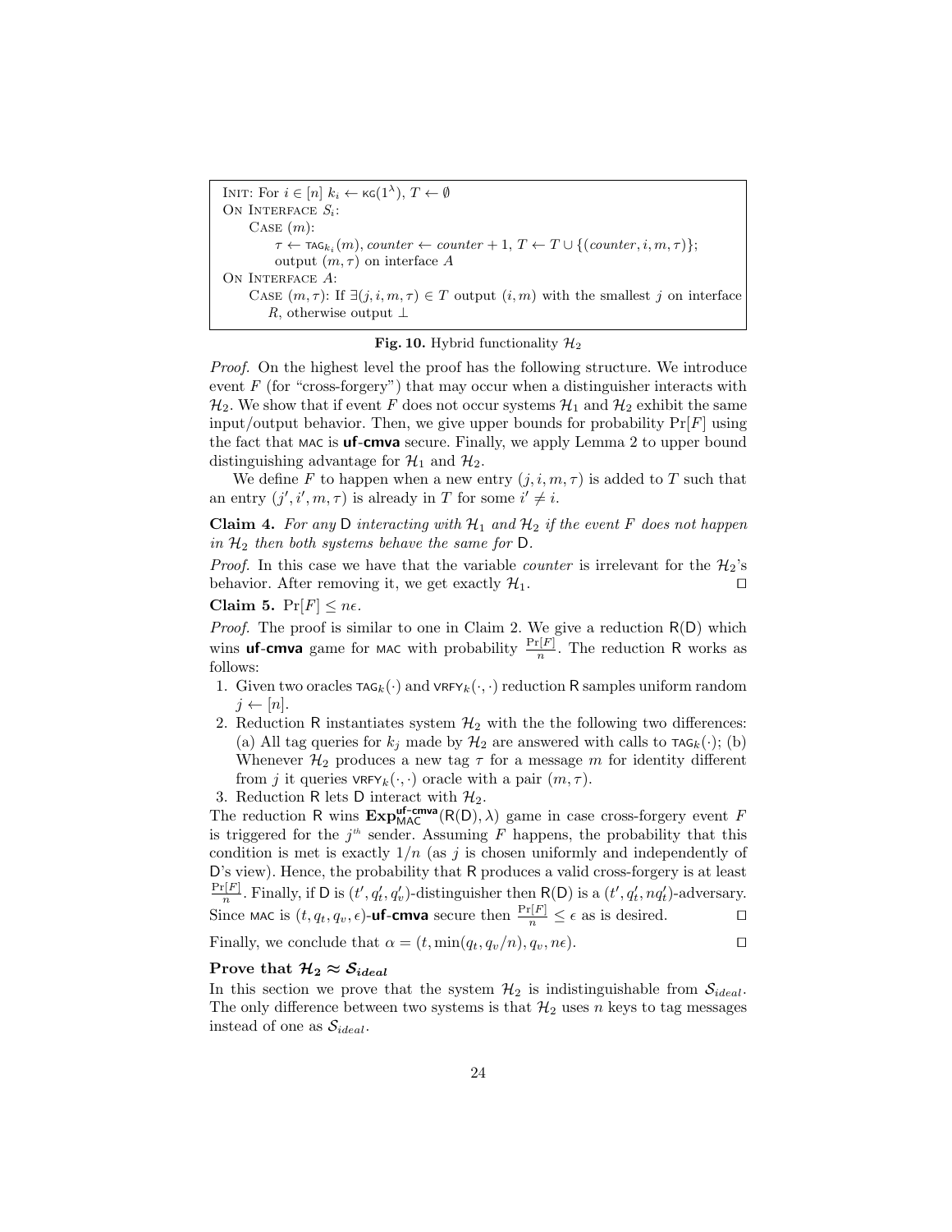```
INIT: For i ∈ [n] k_i ← KG(1^λ), T ← ∅
ON INTERFACE S_i:
    CASE (m):
        τ ← TAG_{k_i}(m), counter ← counter + 1, T ← T ∪ {(counter, i, m, τ)};
        output (m, τ) on interface A
ON INTERFACE A:
    CASE (m, τ): If ∃(j, i, m, τ) ∈ T output (i, m) with the smallest j on interface
        R, otherwise output ⊥
```

**Fig. 10.** Hybrid functionality $\mathcal{H}_2$

*Proof.* On the highest level the proof has the following structure. We introduce event $F$ (for "cross-forgery") that may occur when a distinguisher interacts with $\mathcal{H}_2$. We show that if event $F$ does not occur systems $\mathcal{H}_1$ and $\mathcal{H}_2$ exhibit the same input/output behavior. Then, we give upper bounds for probability $\Pr[F]$ using the fact that $\mathsf{MAC}$ is **uf-cmva** secure. Finally, we apply Lemma 2 to upper bound distinguishing advantage for $\mathcal{H}_1$ and $\mathcal{H}_2$.

We define $F$ to happen when a new entry $(j, i, m, \tau)$ is added to $T$ such that an entry $(j', i', m, \tau)$ is already in $T$ for some $i' \neq i$.

**Claim 4.** *For any $\mathsf{D}$ interacting with $\mathcal{H}_1$ and $\mathcal{H}_2$ if the event $F$ does not happen in $\mathcal{H}_2$ then both systems behave the same for $\mathsf{D}$.*

*Proof.* In this case we have that the variable *counter* is irrelevant for the $\mathcal{H}_2$'s behavior. After removing it, we get exactly $\mathcal{H}_1$. ☐

**Claim 5.** $\Pr[F] \leq n\epsilon$.

*Proof.* The proof is similar to one in Claim 2. We give a reduction $\mathsf{R}(\mathsf{D})$ which wins **uf-cmva** game for $\mathsf{MAC}$ with probability $\frac{\Pr[F]}{n}$. The reduction $\mathsf{R}$ works as follows:

1. Given two oracles $\mathsf{TAG}_k(\cdot)$ and $\mathsf{VRFY}_k(\cdot,\cdot)$ reduction $\mathsf{R}$ samples uniform random $j \leftarrow [n]$.
2. Reduction $\mathsf{R}$ instantiates system $\mathcal{H}_2$ with the the following two differences: (a) All tag queries for $k_j$ made by $\mathcal{H}_2$ are answered with calls to $\mathsf{TAG}_k(\cdot)$; (b) Whenever $\mathcal{H}_2$ produces a new tag $\tau$ for a message $m$ for identity different from $j$ it queries $\mathsf{VRFY}_k(\cdot,\cdot)$ oracle with a pair $(m, \tau)$.
3. Reduction $\mathsf{R}$ lets $\mathsf{D}$ interact with $\mathcal{H}_2$.

The reduction $\mathsf{R}$ wins $\mathbf{Exp}^{\mathsf{uf\text{-}cmva}}_{\mathsf{MAC}}(\mathsf{R}(\mathsf{D}), \lambda)$ game in case cross-forgery event $F$ is triggered for the $j^{th}$ sender. Assuming $F$ happens, the probability that this condition is met is exactly $1/n$ (as $j$ is chosen uniformly and independently of $\mathsf{D}$'s view). Hence, the probability that $\mathsf{R}$ produces a valid cross-forgery is at least $\frac{\Pr[F]}{n}$. Finally, if $\mathsf{D}$ is $(t', q'_t, q'_v)$-distinguisher then $\mathsf{R}(\mathsf{D})$ is a $(t', q'_t, nq'_t)$-adversary. Since $\mathsf{MAC}$ is $(t, q_t, q_v, \epsilon)$-**uf-cmva** secure then $\frac{\Pr[F]}{n} \leq \epsilon$ as is desired. ☐

Finally, we conclude that $\alpha = (t, \min(q_t, q_v/n), q_v, n\epsilon)$. ☐

**Prove that $\mathcal{H}_2 \approx \mathcal{S}_{ideal}$**

In this section we prove that the system $\mathcal{H}_2$ is indistinguishable from $\mathcal{S}_{ideal}$. The only difference between two systems is that $\mathcal{H}_2$ uses $n$ keys to tag messages instead of one as $\mathcal{S}_{ideal}$.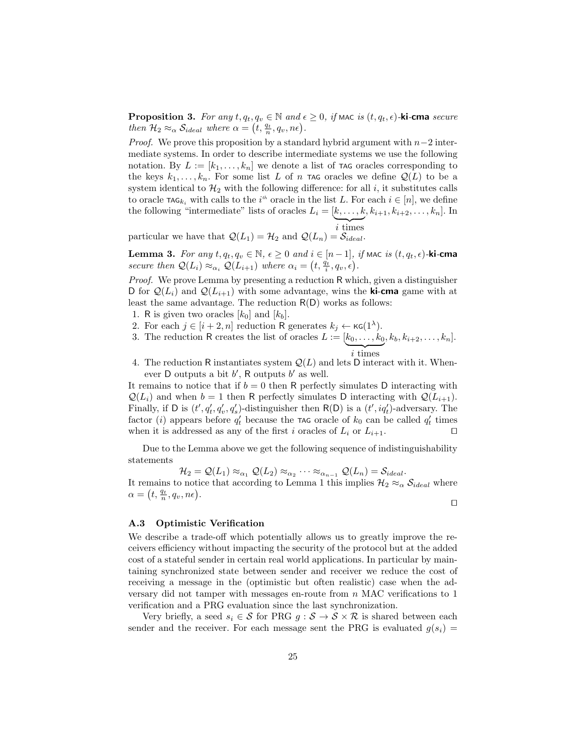**Proposition 3.** *For any $t, q_t, q_v \in \mathbb{N}$ and $\epsilon \geq 0$, if* $\mathsf{MAC}$ *is* $(t, q_t, \epsilon)$-**ki-cma** *secure then $\mathcal{H}_2 \approx_\alpha \mathcal{S}_{ideal}$ where $\alpha = \left(t, \frac{q_t}{n}, q_v, n\epsilon\right)$.*

*Proof.* We prove this proposition by a standard hybrid argument with $n-2$ intermediate systems. In order to describe intermediate systems we use the following notation. By $L := [k_1, \ldots, k_n]$ we denote a list of $\mathsf{TAG}$ oracles corresponding to the keys $k_1, \ldots, k_n$. For some list $L$ of $n$ $\mathsf{TAG}$ oracles we define $\mathcal{Q}(L)$ to be a system identical to $\mathcal{H}_2$ with the following difference: for all $i$, it substitutes calls to oracle $\mathsf{TAG}_{k_i}$ with calls to the $i^{th}$ oracle in the list $L$. For each $i \in [n]$, we define the following "intermediate" lists of oracles $L_i = [\underbrace{k, \ldots, k}_{i \text{ times}}, k_{i+1}, k_{i+2}, \ldots, k_n]$. In particular we have that $\mathcal{Q}(L_1) = \mathcal{H}_2$ and $\mathcal{Q}(L_n) = \mathcal{S}_{ideal}$.

**Lemma 3.** *For any $t, q_t, q_v \in \mathbb{N}$, $\epsilon \geq 0$ and $i \in [n-1]$, if* $\mathsf{MAC}$ *is* $(t, q_t, \epsilon)$-**ki-cma** *secure then $\mathcal{Q}(L_i) \approx_{\alpha_i} \mathcal{Q}(L_{i+1})$ where $\alpha_i = \left(t, \frac{q_t}{i}, q_v, \epsilon\right)$.*

*Proof.* We prove Lemma by presenting a reduction $\mathsf{R}$ which, given a distinguisher $\mathsf{D}$ for $\mathcal{Q}(L_i)$ and $\mathcal{Q}(L_{i+1})$ with some advantage, wins the **ki-cma** game with at least the same advantage. The reduction $\mathsf{R}(\mathsf{D})$ works as follows:

1. $\mathsf{R}$ is given two oracles $[k_0]$ and $[k_b]$.
2. For each $j \in [i+2, n]$ reduction $\mathsf{R}$ generates $k_j \leftarrow \mathsf{KG}(1^\lambda)$.
3. The reduction $\mathsf{R}$ creates the list of oracles $L := [\underbrace{k_0, \ldots, k_0}_{i \text{ times}}, k_b, k_{i+2}, \ldots, k_n]$.
4. The reduction $\mathsf{R}$ instantiates system $\mathcal{Q}(L)$ and lets $\mathsf{D}$ interact with it. Whenever $\mathsf{D}$ outputs a bit $b'$, $\mathsf{R}$ outputs $b'$ as well.

It remains to notice that if $b = 0$ then $\mathsf{R}$ perfectly simulates $\mathsf{D}$ interacting with $\mathcal{Q}(L_i)$ and when $b = 1$ then $\mathsf{R}$ perfectly simulates $\mathsf{D}$ interacting with $\mathcal{Q}(L_{i+1})$. Finally, if $\mathsf{D}$ is $(t', q'_t, q'_v, q'_s)$-distinguisher then $\mathsf{R}(\mathsf{D})$ is a $(t', iq'_t)$-adversary. The factor $(i)$ appears before $q'_t$ because the $\mathsf{TAG}$ oracle of $k_0$ can be called $q'_t$ times when it is addressed as any of the first $i$ oracles of $L_i$ or $L_{i+1}$. $\square$

Due to the Lemma above we get the following sequence of indistinguishability statements

$$\mathcal{H}_2 = \mathcal{Q}(L_1) \approx_{\alpha_1} \mathcal{Q}(L_2) \approx_{\alpha_2} \cdots \approx_{\alpha_{n-1}} \mathcal{Q}(L_n) = \mathcal{S}_{ideal}.$$

It remains to notice that according to Lemma 1 this implies $\mathcal{H}_2 \approx_\alpha \mathcal{S}_{ideal}$ where $\alpha = \left(t, \frac{q_t}{n}, q_v, n\epsilon\right)$. $\square$

### A.3 Optimistic Verification

We describe a trade-off which potentially allows us to greatly improve the receivers efficiency without impacting the security of the protocol but at the added cost of a stateful sender in certain real world applications. In particular by maintaining synchronized state between sender and receiver we reduce the cost of receiving a message in the (optimistic but often realistic) case when the adversary did not tamper with messages en-route from $n$ MAC verifications to 1 verification and a PRG evaluation since the last synchronization.

Very briefly, a seed $s_i \in \mathcal{S}$ for PRG $g : \mathcal{S} \to \mathcal{S} \times \mathcal{R}$ is shared between each sender and the receiver. For each message sent the PRG is evaluated $g(s_i) =$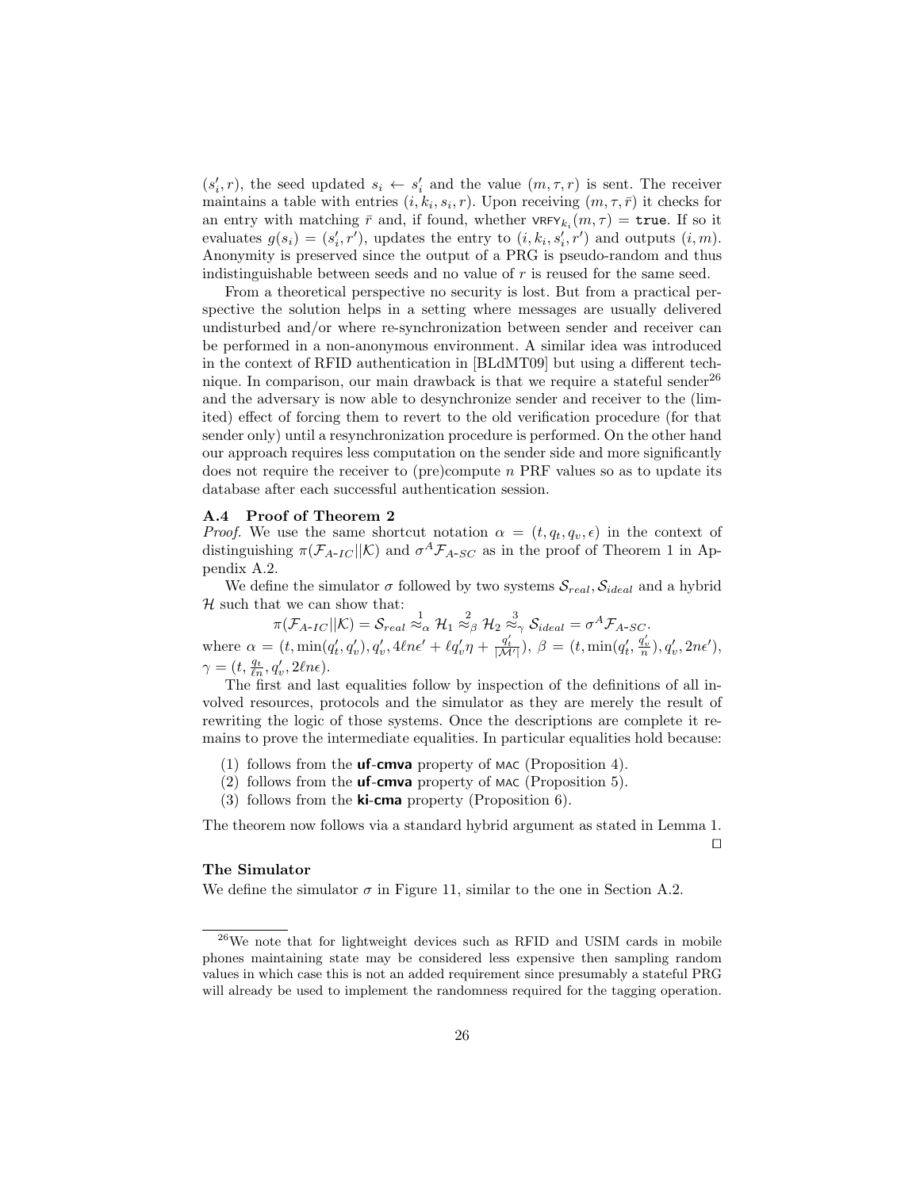$(s'_i, r)$, the seed updated $s_i \leftarrow s'_i$ and the value $(m, \tau, r)$ is sent. The receiver maintains a table with entries $(i, k_i, s_i, r)$. Upon receiving $(m, \tau, \bar{r})$ it checks for an entry with matching $\bar{r}$ and, if found, whether $\mathsf{VRFY}_{k_i}(m, \tau) = \mathtt{true}$. If so it evaluates $g(s_i) = (s'_i, r')$, updates the entry to $(i, k_i, s'_i, r')$ and outputs $(i, m)$. Anonymity is preserved since the output of a PRG is pseudo-random and thus indistinguishable between seeds and no value of $r$ is reused for the same seed.

From a theoretical perspective no security is lost. But from a practical perspective the solution helps in a setting where messages are usually delivered undisturbed and/or where re-synchronization between sender and receiver can be performed in a non-anonymous environment. A similar idea was introduced in the context of RFID authentication in [BLdMT09] but using a different technique. In comparison, our main drawback is that we require a stateful sender[26] and the adversary is now able to desynchronize sender and receiver to the (limited) effect of forcing them to revert to the old verification procedure (for that sender only) until a resynchronization procedure is performed. On the other hand our approach requires less computation on the sender side and more significantly does not require the receiver to (pre)compute $n$ PRF values so as to update its database after each successful authentication session.

### A.4 Proof of Theorem 2

*Proof.* We use the same shortcut notation $\alpha = (t, q_t, q_v, \epsilon)$ in the context of distinguishing $\pi(\mathcal{F}_{A\text{-}IC}||\mathcal{K})$ and $\sigma^A \mathcal{F}_{A\text{-}SC}$ as in the proof of Theorem 1 in Appendix A.2.

We define the simulator $\sigma$ followed by two systems $\mathcal{S}_{real}, \mathcal{S}_{ideal}$ and a hybrid $\mathcal{H}$ such that we can show that:

$$\pi(\mathcal{F}_{A\text{-}IC}||\mathcal{K}) = \mathcal{S}_{real} \overset{1}{\approx}_\alpha \mathcal{H}_1 \overset{2}{\approx}_\beta \mathcal{H}_2 \overset{3}{\approx}_\gamma \mathcal{S}_{ideal} = \sigma^A \mathcal{F}_{A\text{-}SC}.$$

where $\alpha = (t, \min(q'_t, q'_v), q'_v, 4\ell n\epsilon' + \ell q'_v \eta + \frac{q'_t}{|\mathcal{M}'|})$, $\beta = (t, \min(q'_t, \frac{q'_v}{n}), q'_v, 2n\epsilon')$, $\gamma = (t, \frac{q_t}{\ell n}, q'_v, 2\ell n\epsilon)$.

The first and last equalities follow by inspection of the definitions of all involved resources, protocols and the simulator as they are merely the result of rewriting the logic of those systems. Once the descriptions are complete it remains to prove the intermediate equalities. In particular equalities hold because:

(1) follows from the **uf-cmva** property of $\mathsf{MAC}$ (Proposition 4).
(2) follows from the **uf-cmva** property of $\mathsf{MAC}$ (Proposition 5).
(3) follows from the **ki-cma** property (Proposition 6).

The theorem now follows via a standard hybrid argument as stated in Lemma 1. $\square$

**The Simulator**

We define the simulator $\sigma$ in Figure 11, similar to the one in Section A.2.

[26] We note that for lightweight devices such as RFID and USIM cards in mobile phones maintaining state may be considered less expensive then sampling random values in which case this is not an added requirement since presumably a stateful PRG will already be used to implement the randomness required for the tagging operation.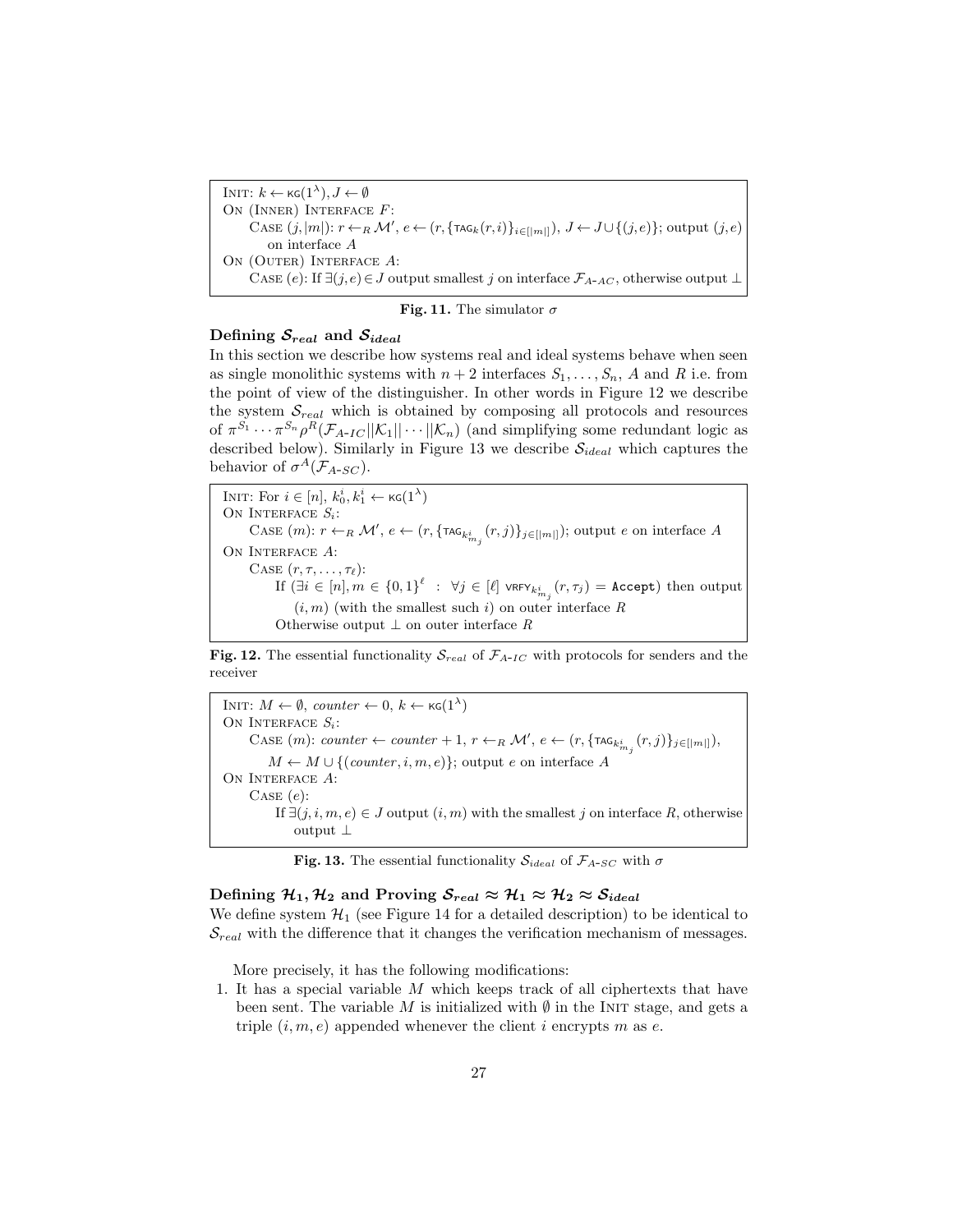INIT: $k \leftarrow \mathsf{KG}(1^\lambda), J \leftarrow \emptyset$
ON (INNER) INTERFACE $F$:
  CASE $(j, |m|)$: $r \leftarrow_R \mathcal{M}'$, $e \leftarrow (r, \{\mathsf{TAG}_k(r,i)\}_{i \in [|m|]})$, $J \leftarrow J \cup \{(j,e)\}$; output $(j,e)$ on interface $A$
ON (OUTER) INTERFACE $A$:
  CASE $(e)$: If $\exists (j,e) \in J$ output smallest $j$ on interface $\mathcal{F}_{A\text{-}AC}$, otherwise output $\perp$

**Fig. 11.** The simulator $\sigma$

### Defining $\mathcal{S}_{real}$ and $\mathcal{S}_{ideal}$

In this section we describe how systems real and ideal systems behave when seen as single monolithic systems with $n+2$ interfaces $S_1, \ldots, S_n$, $A$ and $R$ i.e. from the point of view of the distinguisher. In other words in Figure 12 we describe the system $\mathcal{S}_{real}$ which is obtained by composing all protocols and resources of $\pi^{S_1} \cdots \pi^{S_n} \rho^R (\mathcal{F}_{A\text{-}IC} || \mathcal{K}_1 || \cdots || \mathcal{K}_n)$ (and simplifying some redundant logic as described below). Similarly in Figure 13 we describe $\mathcal{S}_{ideal}$ which captures the behavior of $\sigma^A(\mathcal{F}_{A\text{-}SC})$.

INIT: For $i \in [n]$, $k_0^i, k_1^i \leftarrow \mathsf{KG}(1^\lambda)$
ON INTERFACE $S_i$:
  CASE $(m)$: $r \leftarrow_R \mathcal{M}'$, $e \leftarrow (r, \{\mathsf{TAG}_{k^i_{m_j}}(r,j)\}_{j \in [|m|]})$; output $e$ on interface $A$
ON INTERFACE $A$:
  CASE $(r, \tau, \ldots, \tau_\ell)$:
    If $(\exists i \in [n], m \in \{0,1\}^\ell \ : \ \forall j \in [\ell] \ \mathsf{VRFY}_{k^i_{m_j}}(r, \tau_j) = \mathtt{Accept})$ then output $(i,m)$ (with the smallest such $i$) on outer interface $R$
    Otherwise output $\perp$ on outer interface $R$

**Fig. 12.** The essential functionality $\mathcal{S}_{real}$ of $\mathcal{F}_{A\text{-}IC}$ with protocols for senders and the receiver

INIT: $M \leftarrow \emptyset$, $counter \leftarrow 0$, $k \leftarrow \mathsf{KG}(1^\lambda)$
ON INTERFACE $S_i$:
  CASE $(m)$: $counter \leftarrow counter + 1$, $r \leftarrow_R \mathcal{M}'$, $e \leftarrow (r, \{\mathsf{TAG}_{k^i_{m_j}}(r,j)\}_{j \in [|m|]})$, $M \leftarrow M \cup \{(counter, i, m, e)\}$; output $e$ on interface $A$
ON INTERFACE $A$:
  CASE $(e)$:
    If $\exists (j, i, m, e) \in J$ output $(i, m)$ with the smallest $j$ on interface $R$, otherwise output $\perp$

**Fig. 13.** The essential functionality $\mathcal{S}_{ideal}$ of $\mathcal{F}_{A\text{-}SC}$ with $\sigma$

### Defining $\mathcal{H}_1, \mathcal{H}_2$ and Proving $\mathcal{S}_{real} \approx \mathcal{H}_1 \approx \mathcal{H}_2 \approx \mathcal{S}_{ideal}$

We define system $\mathcal{H}_1$ (see Figure 14 for a detailed description) to be identical to $\mathcal{S}_{real}$ with the difference that it changes the verification mechanism of messages.

More precisely, it has the following modifications:

1. It has a special variable $M$ which keeps track of all ciphertexts that have been sent. The variable $M$ is initialized with $\emptyset$ in the INIT stage, and gets a triple $(i, m, e)$ appended whenever the client $i$ encrypts $m$ as $e$.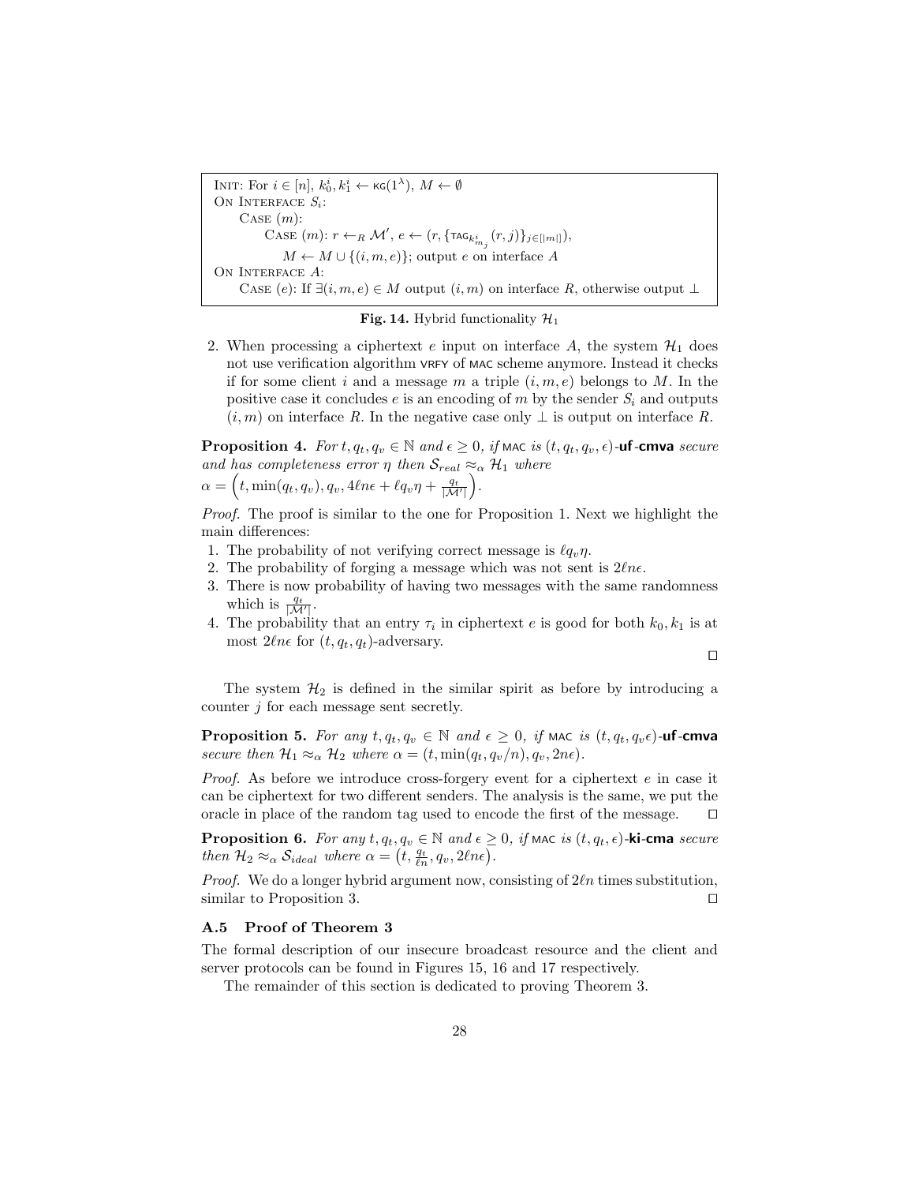```
INIT: For i ∈ [n], k_0^i, k_1^i ← KG(1^λ), M ← ∅
ON INTERFACE S_i:
    CASE (m):
        CASE (m): r ←_R M', e ← (r, {TAG_{k^i_{m_j}}(r, j)}_{j∈[|m|]}),
            M ← M ∪ {(i, m, e)}; output e on interface A
ON INTERFACE A:
    CASE (e): If ∃(i, m, e) ∈ M output (i, m) on interface R, otherwise output ⊥
```

**Fig. 14.** Hybrid functionality $\mathcal{H}_1$

2. When processing a ciphertext $e$ input on interface $A$, the system $\mathcal{H}_1$ does not use verification algorithm $\mathsf{VRFY}$ of $\mathsf{MAC}$ scheme anymore. Instead it checks if for some client $i$ and a message $m$ a triple $(i, m, e)$ belongs to $M$. In the positive case it concludes $e$ is an encoding of $m$ by the sender $S_i$ and outputs $(i, m)$ on interface $R$. In the negative case only $\perp$ is output on interface $R$.

**Proposition 4.** *For $t, q_t, q_v \in \mathbb{N}$ and $\epsilon \geq 0$, if* $\mathsf{MAC}$ *is $(t, q_t, q_v, \epsilon)$-***uf-cmva** *secure and has completeness error $\eta$ then $\mathcal{S}_{real} \approx_\alpha \mathcal{H}_1$ where* $\alpha = \left(t, \min(q_t, q_v), q_v, 4\ell n\epsilon + \ell q_v \eta + \frac{q_t}{|\mathcal{M}'|}\right)$.

*Proof.* The proof is similar to the one for Proposition 1. Next we highlight the main differences:

1. The probability of not verifying correct message is $\ell q_v \eta$.
2. The probability of forging a message which was not sent is $2\ell n\epsilon$.
3. There is now probability of having two messages with the same randomness which is $\frac{q_t}{|\mathcal{M}'|}$.
4. The probability that an entry $\tau_i$ in ciphertext $e$ is good for both $k_0, k_1$ is at most $2\ell n\epsilon$ for $(t, q_t, q_t)$-adversary.

$\square$

The system $\mathcal{H}_2$ is defined in the similar spirit as before by introducing a counter $j$ for each message sent secretly.

**Proposition 5.** *For any $t, q_t, q_v \in \mathbb{N}$ and $\epsilon \geq 0$, if* $\mathsf{MAC}$ *is $(t, q_t, q_v\epsilon)$-***uf-cmva** *secure then $\mathcal{H}_1 \approx_\alpha \mathcal{H}_2$ where $\alpha = (t, \min(q_t, q_v/n), q_v, 2n\epsilon)$.*

*Proof.* As before we introduce cross-forgery event for a ciphertext $e$ in case it can be ciphertext for two different senders. The analysis is the same, we put the oracle in place of the random tag used to encode the first of the message. $\square$

**Proposition 6.** *For any $t, q_t, q_v \in \mathbb{N}$ and $\epsilon \geq 0$, if* $\mathsf{MAC}$ *is $(t, q_t, \epsilon)$-***ki-cma** *secure then $\mathcal{H}_2 \approx_\alpha \mathcal{S}_{ideal}$ where $\alpha = \left(t, \frac{q_t}{\ell n}, q_v, 2\ell n\epsilon\right)$.*

*Proof.* We do a longer hybrid argument now, consisting of $2\ell n$ times substitution, similar to Proposition 3. $\square$

### A.5 Proof of Theorem 3

The formal description of our insecure broadcast resource and the client and server protocols can be found in Figures 15, 16 and 17 respectively.

The remainder of this section is dedicated to proving Theorem 3.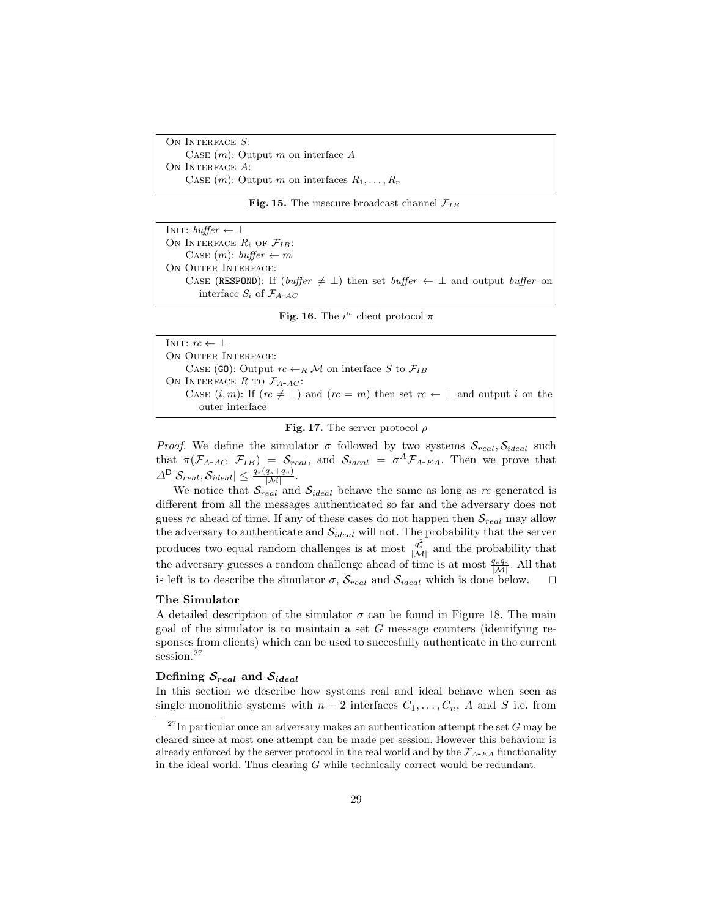ON INTERFACE $S$:
  CASE $(m)$: Output $m$ on interface $A$
ON INTERFACE $A$:
  CASE $(m)$: Output $m$ on interfaces $R_1, \ldots, R_n$

**Fig. 15.** The insecure broadcast channel $\mathcal{F}_{IB}$

INIT: $buffer \leftarrow \perp$
ON INTERFACE $R_i$ OF $\mathcal{F}_{IB}$:
  CASE $(m)$: $buffer \leftarrow m$
ON OUTER INTERFACE:
  CASE (RESPOND): If ($buffer \neq \perp$) then set $buffer \leftarrow \perp$ and output $buffer$ on interface $S_i$ of $\mathcal{F}_{A\text{-}AC}$

**Fig. 16.** The $i^{th}$ client protocol $\pi$

INIT: $rc \leftarrow \perp$
ON OUTER INTERFACE:
  CASE (GO): Output $rc \leftarrow_R \mathcal{M}$ on interface $S$ to $\mathcal{F}_{IB}$
ON INTERFACE $R$ TO $\mathcal{F}_{A\text{-}AC}$:
  CASE $(i, m)$: If ($rc \neq \perp$) and ($rc = m$) then set $rc \leftarrow \perp$ and output $i$ on the outer interface

**Fig. 17.** The server protocol $\rho$

*Proof.* We define the simulator $\sigma$ followed by two systems $\mathcal{S}_{real}, \mathcal{S}_{ideal}$ such that $\pi(\mathcal{F}_{A\text{-}AC} || \mathcal{F}_{IB}) = \mathcal{S}_{real}$, and $\mathcal{S}_{ideal} = \sigma^A \mathcal{F}_{A\text{-}EA}$. Then we prove that $\Delta^{\mathsf{D}}[\mathcal{S}_{real}, \mathcal{S}_{ideal}] \leq \frac{q_s(q_s+q_v)}{|\mathcal{M}|}$.

We notice that $\mathcal{S}_{real}$ and $\mathcal{S}_{ideal}$ behave the same as long as $rc$ generated is different from all the messages authenticated so far and the adversary does not guess $rc$ ahead of time. If any of these cases do not happen then $\mathcal{S}_{real}$ may allow the adversary to authenticate and $\mathcal{S}_{ideal}$ will not. The probability that the server produces two equal random challenges is at most $\frac{q_s^2}{|\mathcal{M}|}$ and the probability that the adversary guesses a random challenge ahead of time is at most $\frac{q_v q_s}{|\mathcal{M}|}$. All that is left is to describe the simulator $\sigma$, $\mathcal{S}_{real}$ and $\mathcal{S}_{ideal}$ which is done below. $\square$

**The Simulator**

A detailed description of the simulator $\sigma$ can be found in Figure 18. The main goal of the simulator is to maintain a set $G$ message counters (identifying responses from clients) which can be used to succesfully authenticate in the current session.[27]

**Defining $\mathcal{S}_{real}$ and $\mathcal{S}_{ideal}$**

In this section we describe how systems real and ideal behave when seen as single monolithic systems with $n+2$ interfaces $C_1, \ldots, C_n$, $A$ and $S$ i.e. from

[27] In particular once an adversary makes an authentication attempt the set $G$ may be cleared since at most one attempt can be made per session. However this behaviour is already enforced by the server protocol in the real world and by the $\mathcal{F}_{A\text{-}EA}$ functionality in the ideal world. Thus clearing $G$ while technically correct would be redundant.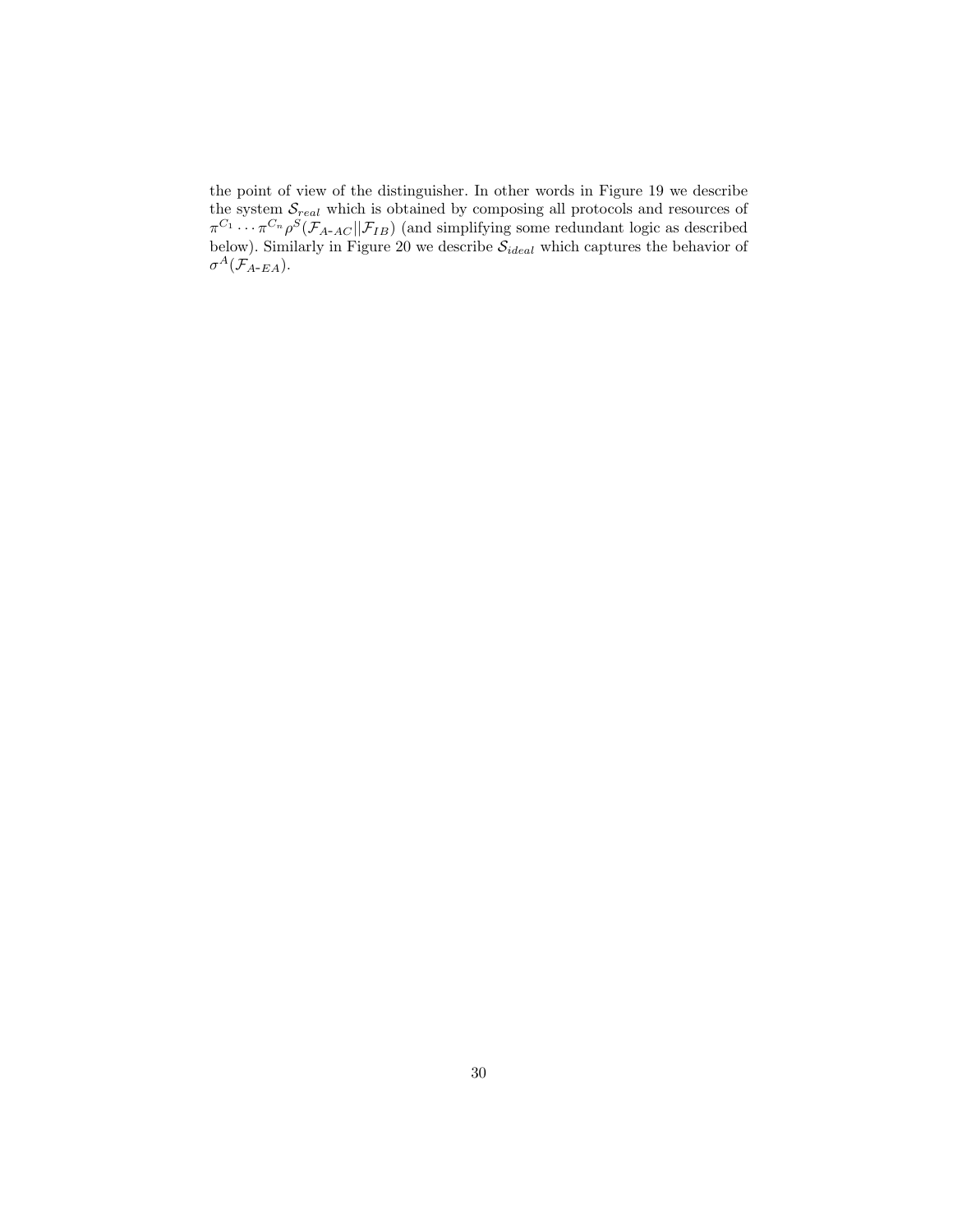the point of view of the distinguisher. In other words in Figure 19 we describe the system $\mathcal{S}_{real}$ which is obtained by composing all protocols and resources of $\pi^{C_1} \cdots \pi^{C_n} \rho^S(\mathcal{F}_{A\text{-}AC} || \mathcal{F}_{IB})$ (and simplifying some redundant logic as described below). Similarly in Figure 20 we describe $\mathcal{S}_{ideal}$ which captures the behavior of $\sigma^A(\mathcal{F}_{A\text{-}EA})$.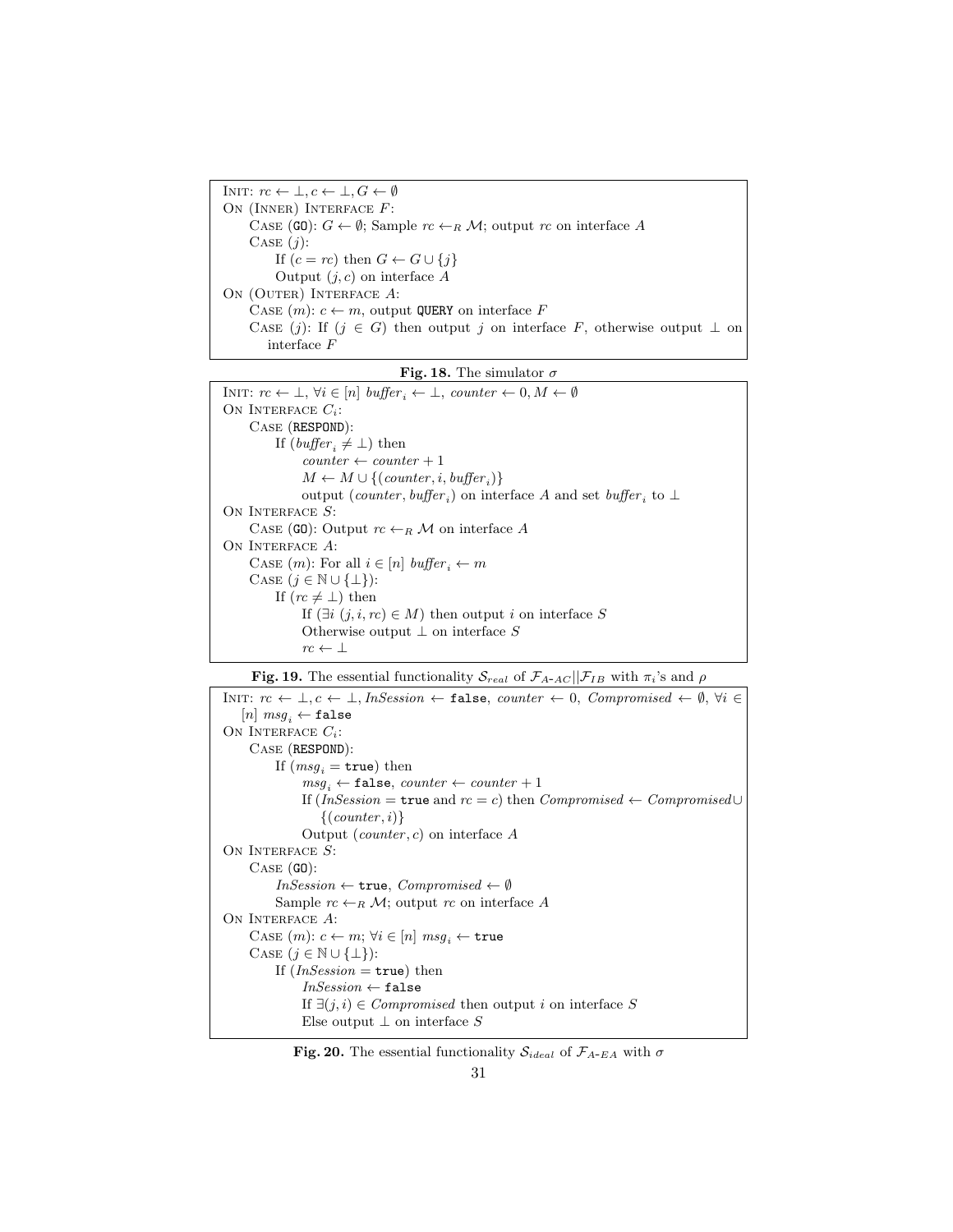Init: $rc \leftarrow \perp, c \leftarrow \perp, G \leftarrow \emptyset$

On (Inner) Interface $F$:

  Case (`GO`): $G \leftarrow \emptyset$; Sample $rc \leftarrow_R \mathcal{M}$; output $rc$ on interface $A$

  Case ($j$):

    If ($c = rc$) then $G \leftarrow G \cup \{j\}$

    Output $(j, c)$ on interface $A$

On (Outer) Interface $A$:

  Case ($m$): $c \leftarrow m$, output `QUERY` on interface $F$

  Case ($j$): If ($j \in G$) then output $j$ on interface $F$, otherwise output $\perp$ on interface $F$

**Fig. 18.** The simulator $\sigma$

Init: $rc \leftarrow \perp$, $\forall i \in [n]$ $\mathit{buffer}_i \leftarrow \perp$, $\mathit{counter} \leftarrow 0, M \leftarrow \emptyset$

On Interface $C_i$:

  Case (`RESPOND`):

    If ($\mathit{buffer}_i \neq \perp$) then

      $\mathit{counter} \leftarrow \mathit{counter} + 1$

      $M \leftarrow M \cup \{(\mathit{counter}, i, \mathit{buffer}_i)\}$

      output $(\mathit{counter}, \mathit{buffer}_i)$ on interface $A$ and set $\mathit{buffer}_i$ to $\perp$

On Interface $S$:

  Case (`GO`): Output $rc \leftarrow_R \mathcal{M}$ on interface $A$

On Interface $A$:

  Case ($m$): For all $i \in [n]$ $\mathit{buffer}_i \leftarrow m$

  Case ($j \in \mathbb{N} \cup \{\perp\}$):

    If ($rc \neq \perp$) then

      If ($\exists i \ (j, i, rc) \in M$) then output $i$ on interface $S$

      Otherwise output $\perp$ on interface $S$

      $rc \leftarrow \perp$

**Fig. 19.** The essential functionality $\mathcal{S}_{real}$ of $\mathcal{F}_{A\text{-}AC} || \mathcal{F}_{IB}$ with $\pi_i$'s and $\rho$

Init: $rc \leftarrow \perp, c \leftarrow \perp$, $\mathit{InSession} \leftarrow$ `false`, $\mathit{counter} \leftarrow 0$, $\mathit{Compromised} \leftarrow \emptyset$, $\forall i \in [n]$ $\mathit{msg}_i \leftarrow$ `false`

On Interface $C_i$:

  Case (`RESPOND`):

    If ($\mathit{msg}_i =$ `true`) then

      $\mathit{msg}_i \leftarrow$ `false`, $\mathit{counter} \leftarrow \mathit{counter} + 1$

      If ($\mathit{InSession} =$ `true` and $rc = c$) then $\mathit{Compromised} \leftarrow \mathit{Compromised} \cup \{(\mathit{counter}, i)\}$

      Output $(\mathit{counter}, c)$ on interface $A$

On Interface $S$:

  Case (`GO`):

    $\mathit{InSession} \leftarrow$ `true`, $\mathit{Compromised} \leftarrow \emptyset$

    Sample $rc \leftarrow_R \mathcal{M}$; output $rc$ on interface $A$

On Interface $A$:

  Case ($m$): $c \leftarrow m$; $\forall i \in [n]$ $\mathit{msg}_i \leftarrow$ `true`

  Case ($j \in \mathbb{N} \cup \{\perp\}$):

    If ($\mathit{InSession} =$ `true`) then

      $\mathit{InSession} \leftarrow$ `false`

      If $\exists (j, i) \in \mathit{Compromised}$ then output $i$ on interface $S$

      Else output $\perp$ on interface $S$

**Fig. 20.** The essential functionality $\mathcal{S}_{ideal}$ of $\mathcal{F}_{A\text{-}EA}$ with $\sigma$